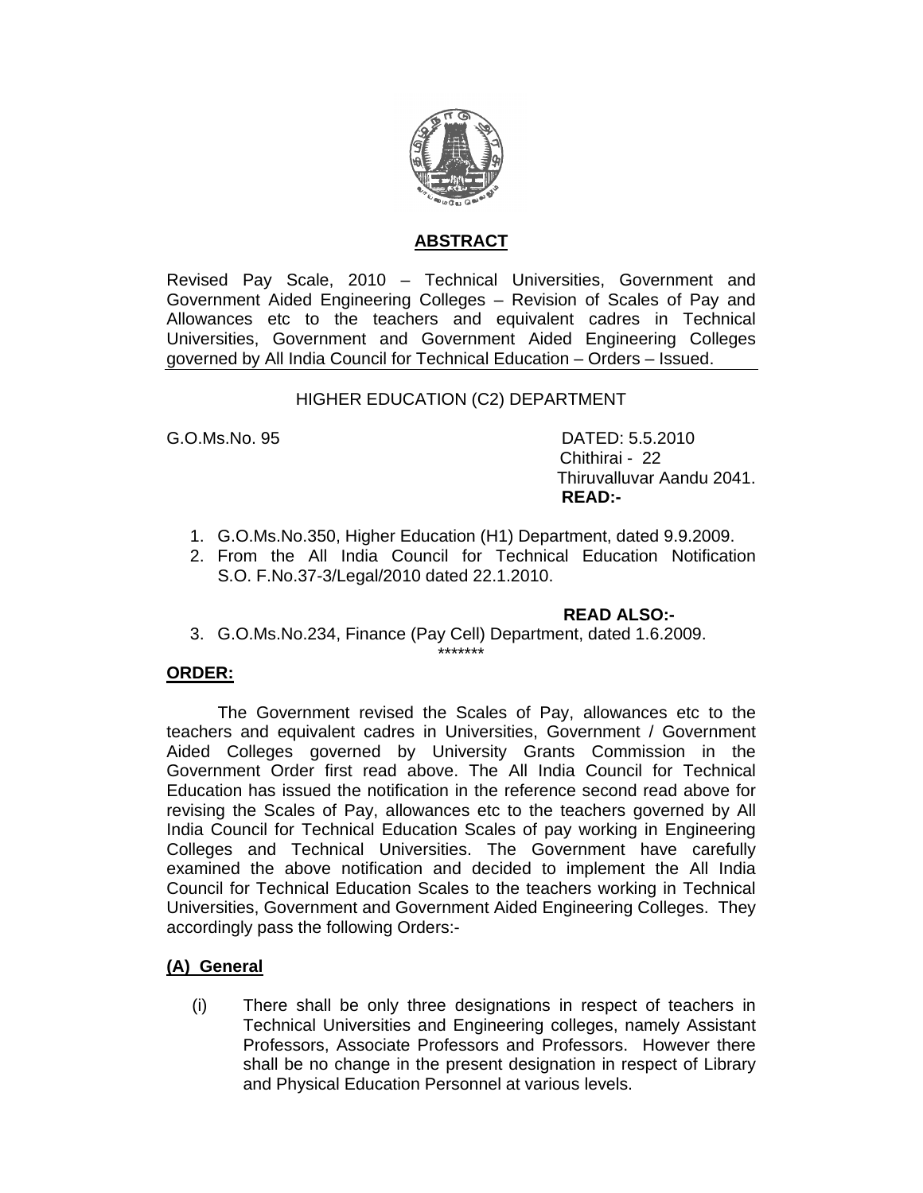## ABSTRACT

Revised Pay Scale, 2010 – Technical Universities, Government and Government Aided Engineering Colleges – Revision of Scales of Pay and Allowances etc to the teachers and equivalent cadres in Technical Universities, Government and Government Aided Engineering Colleges governed by All India Council for Technical Education – Orders – Issued.

HIGHER EDUCATION (C2) DEPARTMENT

G.O.Ms.No. 95

DATED: 5.5.2010
Chithirai - 22
Thiruvalluvar Aandu 2041.

**READ:-**

1. G.O.Ms.No.350, Higher Education (H1) Department, dated 9.9.2009.
2. From the All India Council for Technical Education Notification S.O. F.No.37-3/Legal/2010 dated 22.1.2010.

**READ ALSO:-**

3. G.O.Ms.No.234, Finance (Pay Cell) Department, dated 1.6.2009.

*******

**ORDER:**

The Government revised the Scales of Pay, allowances etc to the teachers and equivalent cadres in Universities, Government / Government Aided Colleges governed by University Grants Commission in the Government Order first read above. The All India Council for Technical Education has issued the notification in the reference second read above for revising the Scales of Pay, allowances etc to the teachers governed by All India Council for Technical Education Scales of pay working in Engineering Colleges and Technical Universities. The Government have carefully examined the above notification and decided to implement the All India Council for Technical Education Scales to the teachers working in Technical Universities, Government and Government Aided Engineering Colleges. They accordingly pass the following Orders:-

**(A) General**

(i) There shall be only three designations in respect of teachers in Technical Universities and Engineering colleges, namely Assistant Professors, Associate Professors and Professors. However there shall be no change in the present designation in respect of Library and Physical Education Personnel at various levels.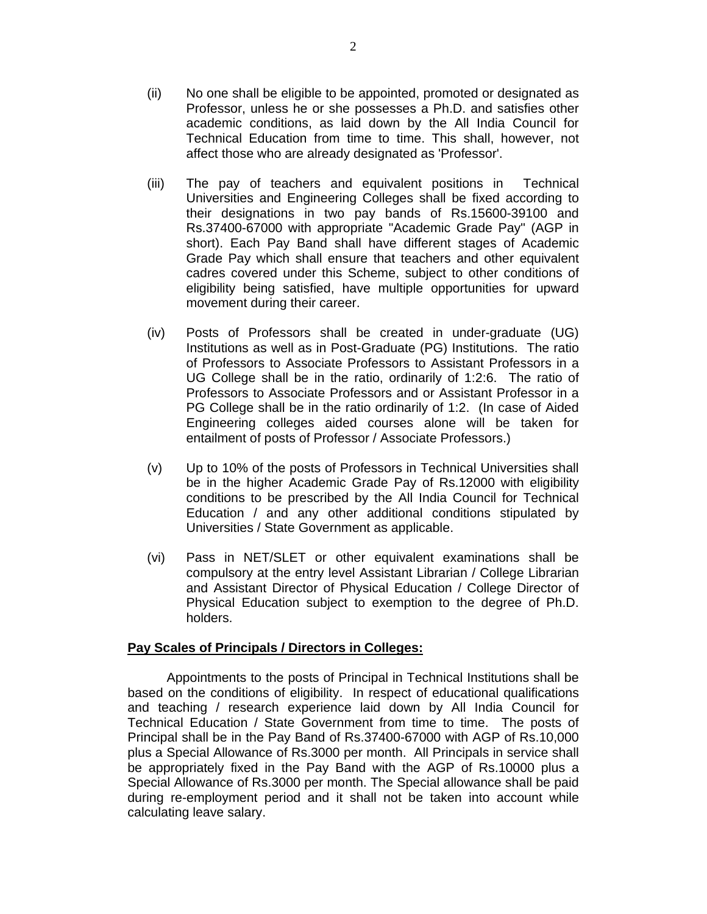(ii) No one shall be eligible to be appointed, promoted or designated as Professor, unless he or she possesses a Ph.D. and satisfies other academic conditions, as laid down by the All India Council for Technical Education from time to time. This shall, however, not affect those who are already designated as 'Professor'.

(iii) The pay of teachers and equivalent positions in Technical Universities and Engineering Colleges shall be fixed according to their designations in two pay bands of Rs.15600-39100 and Rs.37400-67000 with appropriate "Academic Grade Pay" (AGP in short). Each Pay Band shall have different stages of Academic Grade Pay which shall ensure that teachers and other equivalent cadres covered under this Scheme, subject to other conditions of eligibility being satisfied, have multiple opportunities for upward movement during their career.

(iv) Posts of Professors shall be created in under-graduate (UG) Institutions as well as in Post-Graduate (PG) Institutions. The ratio of Professors to Associate Professors to Assistant Professors in a UG College shall be in the ratio, ordinarily of 1:2:6. The ratio of Professors to Associate Professors and or Assistant Professor in a PG College shall be in the ratio ordinarily of 1:2. (In case of Aided Engineering colleges aided courses alone will be taken for entailment of posts of Professor / Associate Professors.)

(v) Up to 10% of the posts of Professors in Technical Universities shall be in the higher Academic Grade Pay of Rs.12000 with eligibility conditions to be prescribed by the All India Council for Technical Education / and any other additional conditions stipulated by Universities / State Government as applicable.

(vi) Pass in NET/SLET or other equivalent examinations shall be compulsory at the entry level Assistant Librarian / College Librarian and Assistant Director of Physical Education / College Director of Physical Education subject to exemption to the degree of Ph.D. holders.

**Pay Scales of Principals / Directors in Colleges:**

Appointments to the posts of Principal in Technical Institutions shall be based on the conditions of eligibility. In respect of educational qualifications and teaching / research experience laid down by All India Council for Technical Education / State Government from time to time. The posts of Principal shall be in the Pay Band of Rs.37400-67000 with AGP of Rs.10,000 plus a Special Allowance of Rs.3000 per month. All Principals in service shall be appropriately fixed in the Pay Band with the AGP of Rs.10000 plus a Special Allowance of Rs.3000 per month. The Special allowance shall be paid during re-employment period and it shall not be taken into account while calculating leave salary.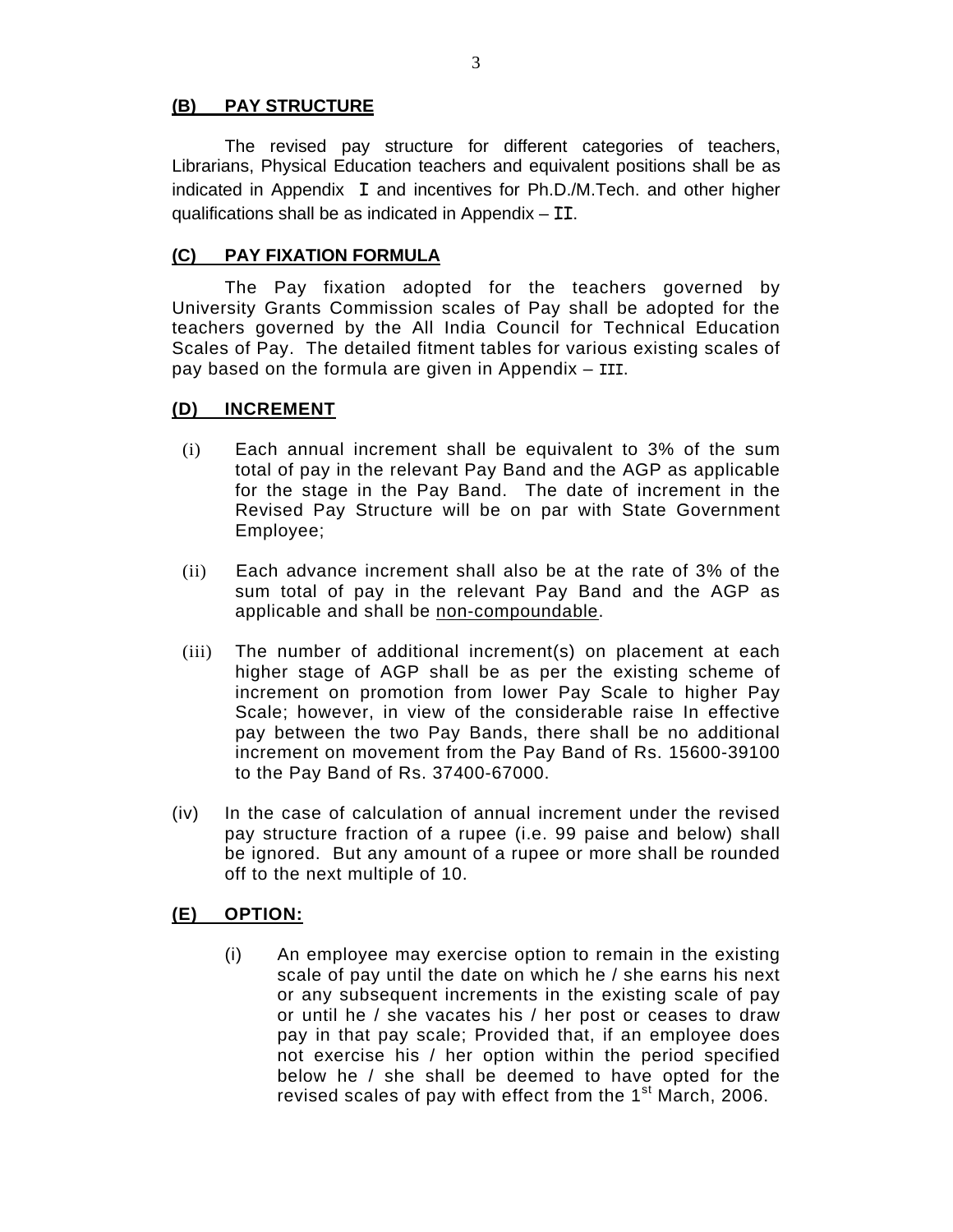## (B) PAY STRUCTURE

The revised pay structure for different categories of teachers, Librarians, Physical Education teachers and equivalent positions shall be as indicated in Appendix I and incentives for Ph.D./M.Tech. and other higher qualifications shall be as indicated in Appendix – II.

## (C) PAY FIXATION FORMULA

The Pay fixation adopted for the teachers governed by University Grants Commission scales of Pay shall be adopted for the teachers governed by the All India Council for Technical Education Scales of Pay. The detailed fitment tables for various existing scales of pay based on the formula are given in Appendix – III.

## (D) INCREMENT

(i) Each annual increment shall be equivalent to 3% of the sum total of pay in the relevant Pay Band and the AGP as applicable for the stage in the Pay Band. The date of increment in the Revised Pay Structure will be on par with State Government Employee;

(ii) Each advance increment shall also be at the rate of 3% of the sum total of pay in the relevant Pay Band and the AGP as applicable and shall be non-compoundable.

(iii) The number of additional increment(s) on placement at each higher stage of AGP shall be as per the existing scheme of increment on promotion from lower Pay Scale to higher Pay Scale; however, in view of the considerable raise In effective pay between the two Pay Bands, there shall be no additional increment on movement from the Pay Band of Rs. 15600-39100 to the Pay Band of Rs. 37400-67000.

(iv) In the case of calculation of annual increment under the revised pay structure fraction of a rupee (i.e. 99 paise and below) shall be ignored. But any amount of a rupee or more shall be rounded off to the next multiple of 10.

## (E) OPTION:

(i) An employee may exercise option to remain in the existing scale of pay until the date on which he / she earns his next or any subsequent increments in the existing scale of pay or until he / she vacates his / her post or ceases to draw pay in that pay scale; Provided that, if an employee does not exercise his / her option within the period specified below he / she shall be deemed to have opted for the revised scales of pay with effect from the 1st March, 2006.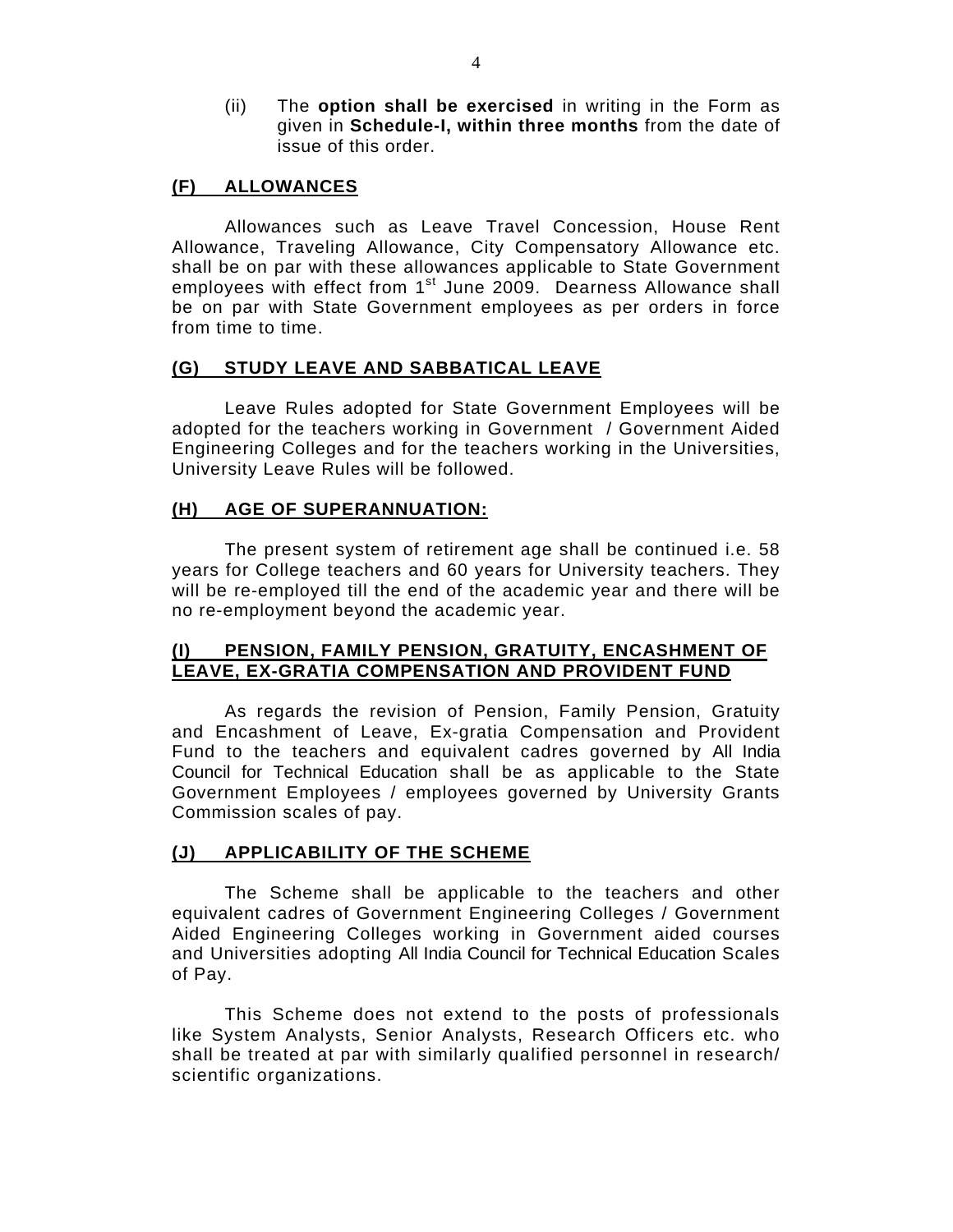(ii) The **option shall be exercised** in writing in the Form as given in **Schedule-I, within three months** from the date of issue of this order.

## (F) ALLOWANCES

Allowances such as Leave Travel Concession, House Rent Allowance, Traveling Allowance, City Compensatory Allowance etc. shall be on par with these allowances applicable to State Government employees with effect from 1st June 2009. Dearness Allowance shall be on par with State Government employees as per orders in force from time to time.

## (G) STUDY LEAVE AND SABBATICAL LEAVE

Leave Rules adopted for State Government Employees will be adopted for the teachers working in Government / Government Aided Engineering Colleges and for the teachers working in the Universities, University Leave Rules will be followed.

## (H) AGE OF SUPERANNUATION:

The present system of retirement age shall be continued i.e. 58 years for College teachers and 60 years for University teachers. They will be re-employed till the end of the academic year and there will be no re-employment beyond the academic year.

## (I) PENSION, FAMILY PENSION, GRATUITY, ENCASHMENT OF LEAVE, EX-GRATIA COMPENSATION AND PROVIDENT FUND

As regards the revision of Pension, Family Pension, Gratuity and Encashment of Leave, Ex-gratia Compensation and Provident Fund to the teachers and equivalent cadres governed by All India Council for Technical Education shall be as applicable to the State Government Employees / employees governed by University Grants Commission scales of pay.

## (J) APPLICABILITY OF THE SCHEME

The Scheme shall be applicable to the teachers and other equivalent cadres of Government Engineering Colleges / Government Aided Engineering Colleges working in Government aided courses and Universities adopting All India Council for Technical Education Scales of Pay.

This Scheme does not extend to the posts of professionals like System Analysts, Senior Analysts, Research Officers etc. who shall be treated at par with similarly qualified personnel in research/ scientific organizations.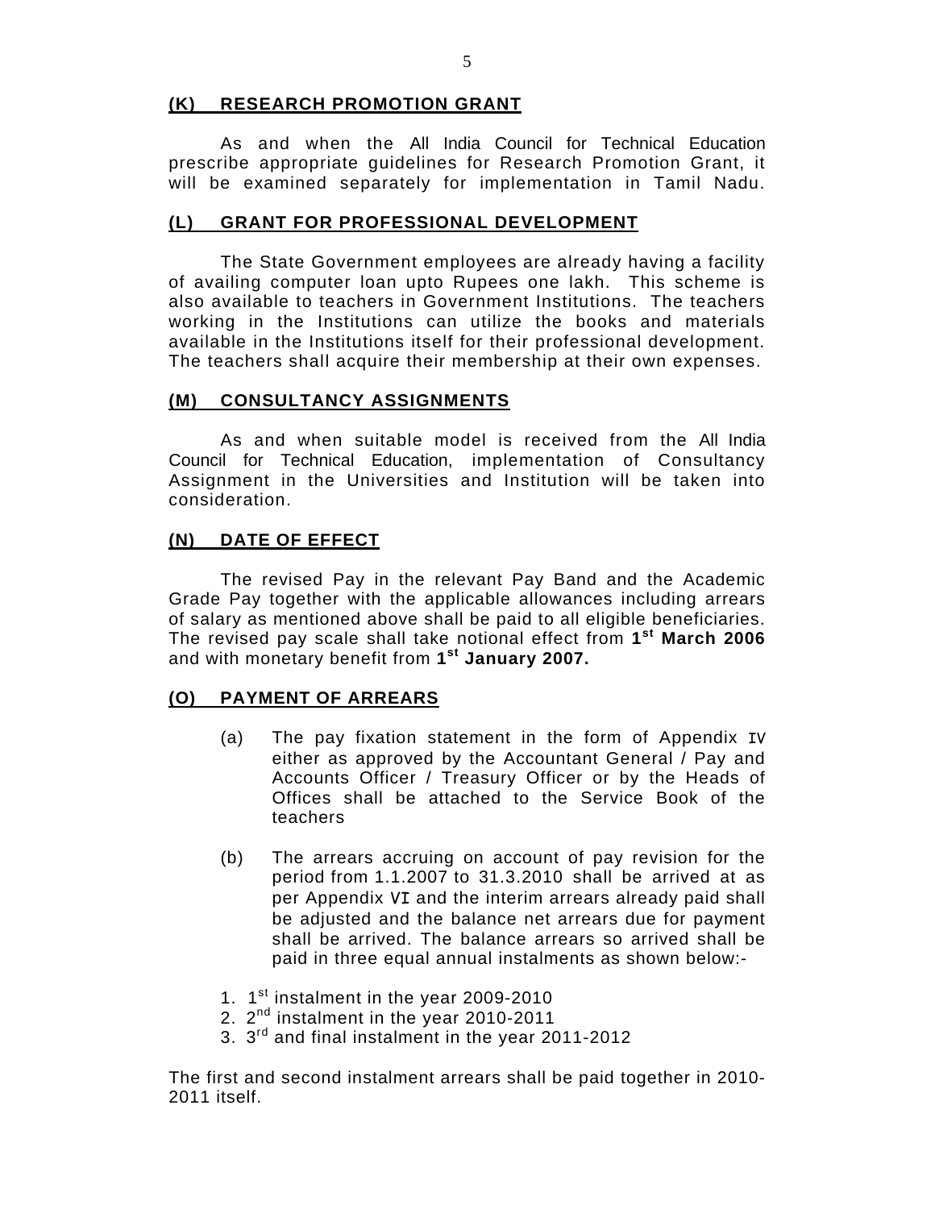## (K) RESEARCH PROMOTION GRANT

As and when the All India Council for Technical Education prescribe appropriate guidelines for Research Promotion Grant, it will be examined separately for implementation in Tamil Nadu.

## (L) GRANT FOR PROFESSIONAL DEVELOPMENT

The State Government employees are already having a facility of availing computer loan upto Rupees one lakh. This scheme is also available to teachers in Government Institutions. The teachers working in the Institutions can utilize the books and materials available in the Institutions itself for their professional development. The teachers shall acquire their membership at their own expenses.

## (M) CONSULTANCY ASSIGNMENTS

As and when suitable model is received from the All India Council for Technical Education, implementation of Consultancy Assignment in the Universities and Institution will be taken into consideration.

## (N) DATE OF EFFECT

The revised Pay in the relevant Pay Band and the Academic Grade Pay together with the applicable allowances including arrears of salary as mentioned above shall be paid to all eligible beneficiaries. The revised pay scale shall take notional effect from **1st March 2006** and with monetary benefit from **1st January 2007.**

## (O) PAYMENT OF ARREARS

(a) The pay fixation statement in the form of Appendix IV either as approved by the Accountant General / Pay and Accounts Officer / Treasury Officer or by the Heads of Offices shall be attached to the Service Book of the teachers

(b) The arrears accruing on account of pay revision for the period from 1.1.2007 to 31.3.2010 shall be arrived at as per Appendix VI and the interim arrears already paid shall be adjusted and the balance net arrears due for payment shall be arrived. The balance arrears so arrived shall be paid in three equal annual instalments as shown below:-

1. 1st instalment in the year 2009-2010
2. 2nd instalment in the year 2010-2011
3. 3rd and final instalment in the year 2011-2012

The first and second instalment arrears shall be paid together in 2010-2011 itself.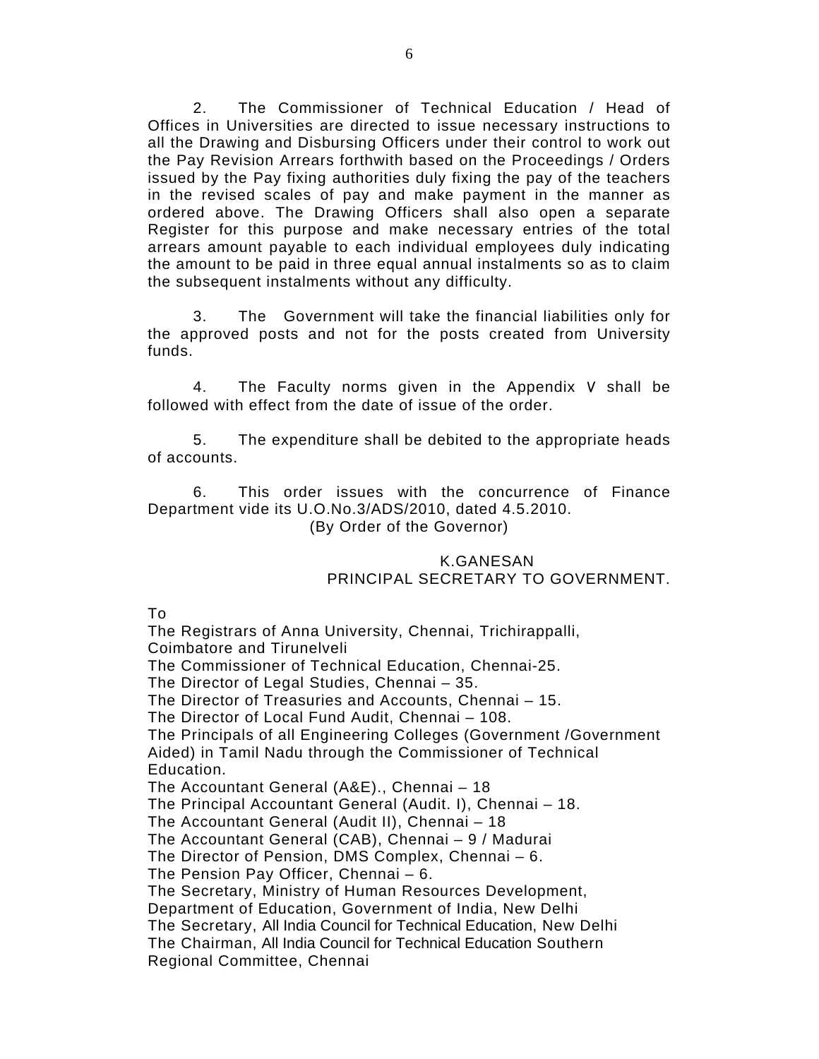2. The Commissioner of Technical Education / Head of Offices in Universities are directed to issue necessary instructions to all the Drawing and Disbursing Officers under their control to work out the Pay Revision Arrears forthwith based on the Proceedings / Orders issued by the Pay fixing authorities duly fixing the pay of the teachers in the revised scales of pay and make payment in the manner as ordered above. The Drawing Officers shall also open a separate Register for this purpose and make necessary entries of the total arrears amount payable to each individual employees duly indicating the amount to be paid in three equal annual instalments so as to claim the subsequent instalments without any difficulty.

3. The Government will take the financial liabilities only for the approved posts and not for the posts created from University funds.

4. The Faculty norms given in the Appendix V shall be followed with effect from the date of issue of the order.

5. The expenditure shall be debited to the appropriate heads of accounts.

6. This order issues with the concurrence of Finance Department vide its U.O.No.3/ADS/2010, dated 4.5.2010.

(By Order of the Governor)

K.GANESAN
PRINCIPAL SECRETARY TO GOVERNMENT.

To

The Registrars of Anna University, Chennai, Trichirappalli, Coimbatore and Tirunelveli
The Commissioner of Technical Education, Chennai-25.
The Director of Legal Studies, Chennai – 35.
The Director of Treasuries and Accounts, Chennai – 15.
The Director of Local Fund Audit, Chennai – 108.
The Principals of all Engineering Colleges (Government /Government Aided) in Tamil Nadu through the Commissioner of Technical Education.
The Accountant General (A&E)., Chennai – 18
The Principal Accountant General (Audit. I), Chennai – 18.
The Accountant General (Audit II), Chennai – 18
The Accountant General (CAB), Chennai – 9 / Madurai
The Director of Pension, DMS Complex, Chennai – 6.
The Pension Pay Officer, Chennai – 6.
The Secretary, Ministry of Human Resources Development, Department of Education, Government of India, New Delhi
The Secretary, All India Council for Technical Education, New Delhi
The Chairman, All India Council for Technical Education Southern Regional Committee, Chennai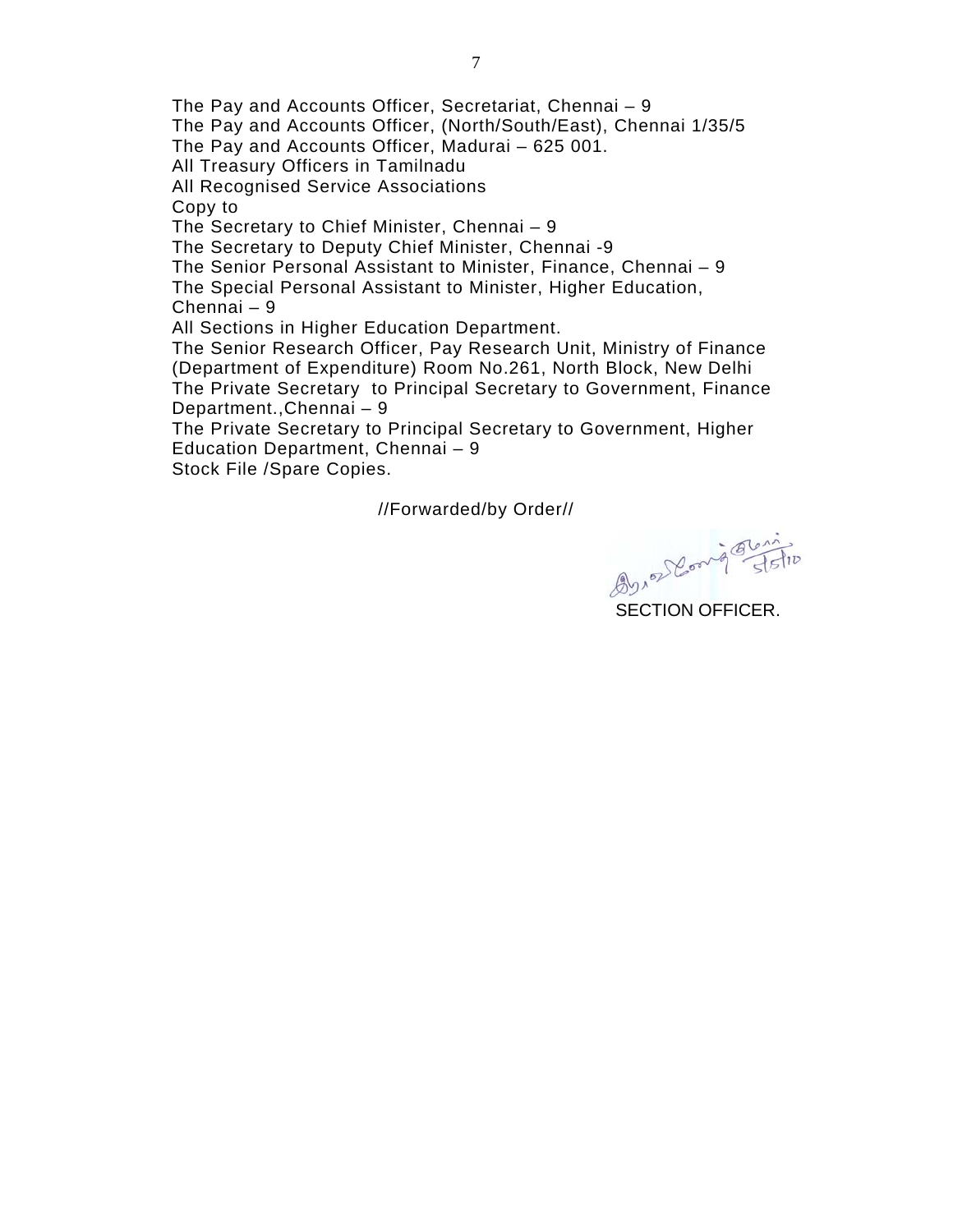The Pay and Accounts Officer, Secretariat, Chennai – 9
The Pay and Accounts Officer, (North/South/East), Chennai 1/35/5
The Pay and Accounts Officer, Madurai – 625 001.
All Treasury Officers in Tamilnadu
All Recognised Service Associations
Copy to
The Secretary to Chief Minister, Chennai – 9
The Secretary to Deputy Chief Minister, Chennai -9
The Senior Personal Assistant to Minister, Finance, Chennai – 9
The Special Personal Assistant to Minister, Higher Education, Chennai – 9
All Sections in Higher Education Department.
The Senior Research Officer, Pay Research Unit, Ministry of Finance (Department of Expenditure) Room No.261, North Block, New Delhi
The Private Secretary to Principal Secretary to Government, Finance Department.,Chennai – 9
The Private Secretary to Principal Secretary to Government, Higher Education Department, Chennai – 9
Stock File /Spare Copies.

//Forwarded/by Order//

5/5/10

SECTION OFFICER.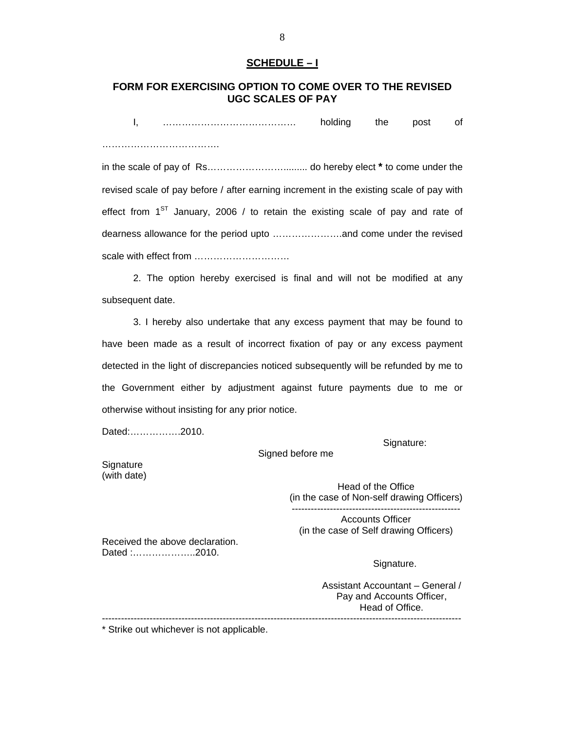## SCHEDULE – I

### FORM FOR EXERCISING OPTION TO COME OVER TO THE REVISED UGC SCALES OF PAY

I, …………………………………… holding the post of ……………………………… in the scale of pay of Rs……………………......... do hereby elect * to come under the revised scale of pay before / after earning increment in the existing scale of pay with effect from 1ST January, 2006 / to retain the existing scale of pay and rate of dearness allowance for the period upto …………………..and come under the revised scale with effect from ………………………….

2. The option hereby exercised is final and will not be modified at any subsequent date.

3. I hereby also undertake that any excess payment that may be found to have been made as a result of incorrect fixation of pay or any excess payment detected in the light of discrepancies noticed subsequently will be refunded by me to the Government either by adjustment against future payments due to me or otherwise without insisting for any prior notice.

Dated:…………….2010.

Signature:

Signed before me

Signature
(with date)

Head of the Office
(in the case of Non-self drawing Officers)

-----------------------------------------------------

Accounts Officer
(in the case of Self drawing Officers)

Received the above declaration.
Dated :………………..2010.

Signature.

Assistant Accountant – General /
Pay and Accounts Officer,
Head of Office.

---

* Strike out whichever is not applicable.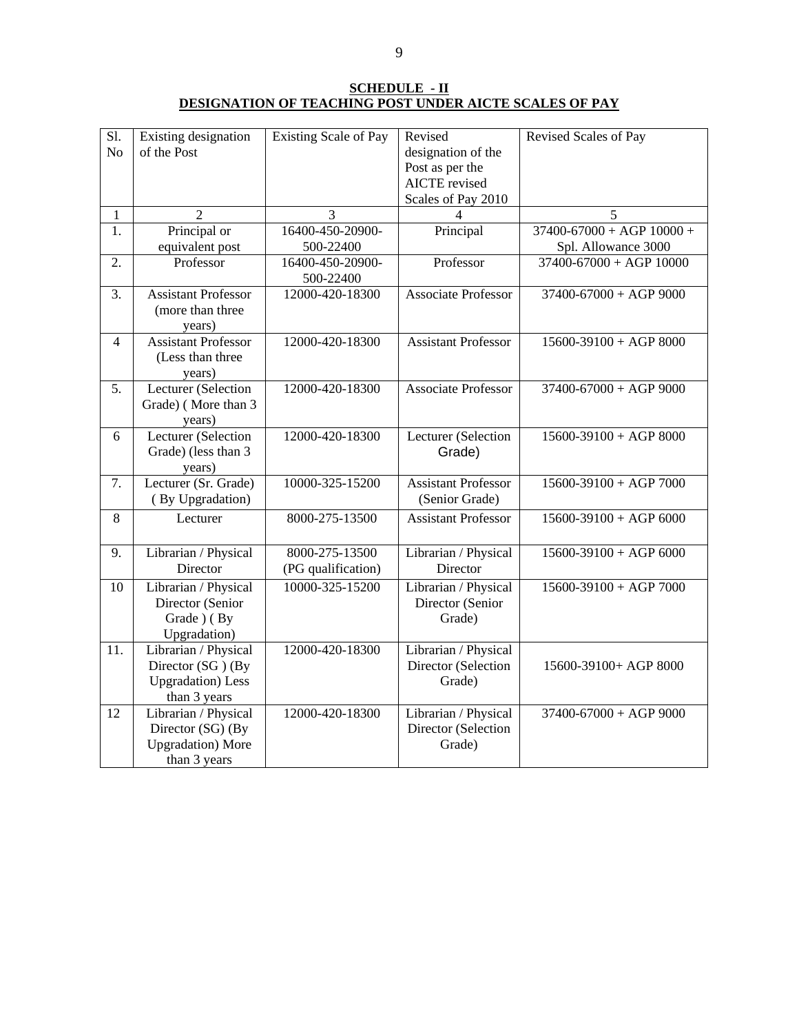**SCHEDULE - II**
**DESIGNATION OF TEACHING POST UNDER AICTE SCALES OF PAY**

| Sl. No | Existing designation of the Post | Existing Scale of Pay | Revised designation of the Post as per the AICTE revised Scales of Pay 2010 | Revised Scales of Pay |
|---|---|---|---|---|
| 1 | 2 | 3 | 4 | 5 |
| 1. | Principal or equivalent post | 16400-450-20900-500-22400 | Principal | 37400-67000 + AGP 10000 + Spl. Allowance 3000 |
| 2. | Professor | 16400-450-20900-500-22400 | Professor | 37400-67000 + AGP 10000 |
| 3. | Assistant Professor (more than three years) | 12000-420-18300 | Associate Professor | 37400-67000 + AGP 9000 |
| 4 | Assistant Professor (Less than three years) | 12000-420-18300 | Assistant Professor | 15600-39100 + AGP 8000 |
| 5. | Lecturer (Selection Grade) ( More than 3 years) | 12000-420-18300 | Associate Professor | 37400-67000 + AGP 9000 |
| 6 | Lecturer (Selection Grade) (less than 3 years) | 12000-420-18300 | Lecturer (Selection Grade) | 15600-39100 + AGP 8000 |
| 7. | Lecturer (Sr. Grade) ( By Upgradation) | 10000-325-15200 | Assistant Professor (Senior Grade) | 15600-39100 + AGP 7000 |
| 8 | Lecturer | 8000-275-13500 | Assistant Professor | 15600-39100 + AGP 6000 |
| 9. | Librarian / Physical Director | 8000-275-13500 (PG qualification) | Librarian / Physical Director | 15600-39100 + AGP 6000 |
| 10 | Librarian / Physical Director (Senior Grade ) ( By Upgradation) | 10000-325-15200 | Librarian / Physical Director (Senior Grade) | 15600-39100 + AGP 7000 |
| 11. | Librarian / Physical Director (SG ) (By Upgradation) Less than 3 years | 12000-420-18300 | Librarian / Physical Director (Selection Grade) | 15600-39100+ AGP 8000 |
| 12 | Librarian / Physical Director (SG) (By Upgradation) More than 3 years | 12000-420-18300 | Librarian / Physical Director (Selection Grade) | 37400-67000 + AGP 9000 |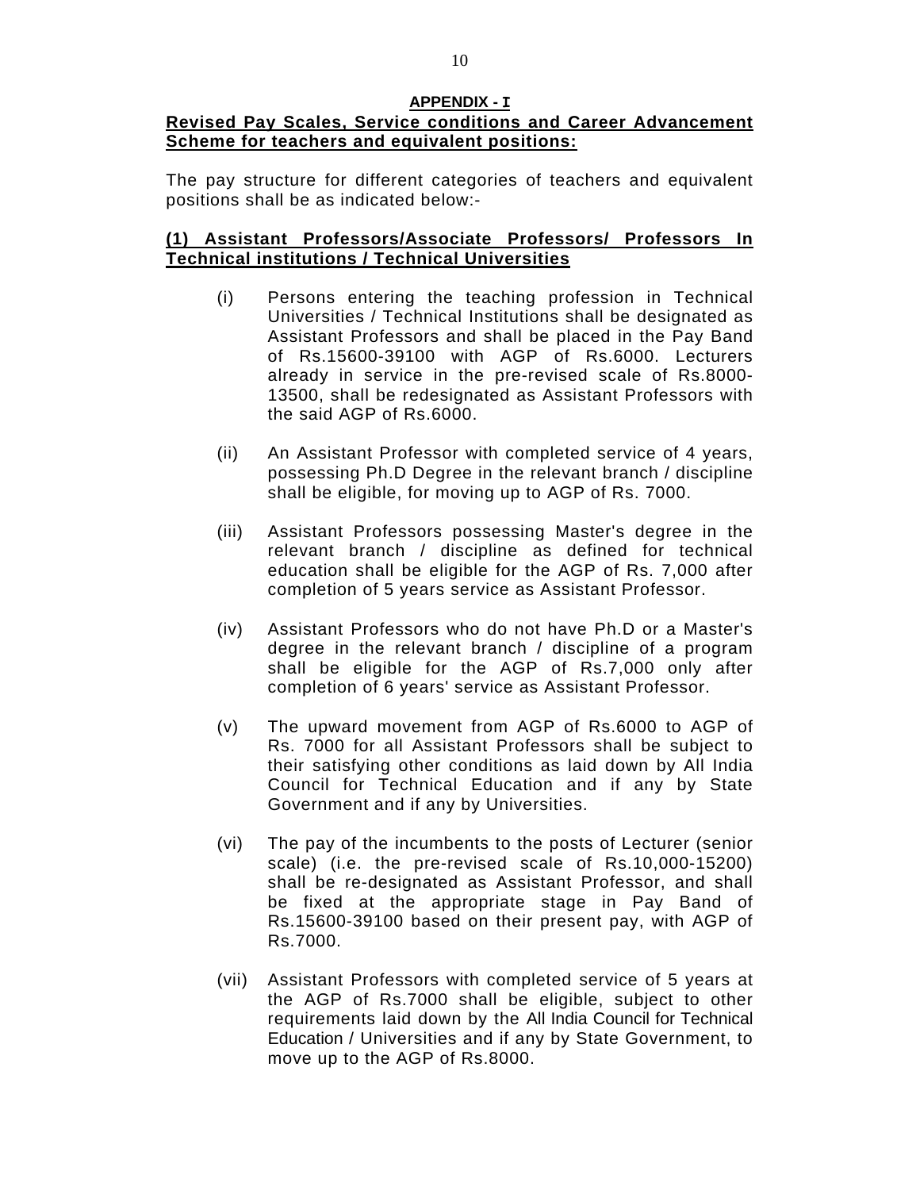**APPENDIX - I**

**Revised Pay Scales, Service conditions and Career Advancement Scheme for teachers and equivalent positions:**

The pay structure for different categories of teachers and equivalent positions shall be as indicated below:-

**(1) Assistant Professors/Associate Professors/ Professors In Technical institutions / Technical Universities**

(i) Persons entering the teaching profession in Technical Universities / Technical Institutions shall be designated as Assistant Professors and shall be placed in the Pay Band of Rs.15600-39100 with AGP of Rs.6000. Lecturers already in service in the pre-revised scale of Rs.8000-13500, shall be redesignated as Assistant Professors with the said AGP of Rs.6000.

(ii) An Assistant Professor with completed service of 4 years, possessing Ph.D Degree in the relevant branch / discipline shall be eligible, for moving up to AGP of Rs. 7000.

(iii) Assistant Professors possessing Master's degree in the relevant branch / discipline as defined for technical education shall be eligible for the AGP of Rs. 7,000 after completion of 5 years service as Assistant Professor.

(iv) Assistant Professors who do not have Ph.D or a Master's degree in the relevant branch / discipline of a program shall be eligible for the AGP of Rs.7,000 only after completion of 6 years' service as Assistant Professor.

(v) The upward movement from AGP of Rs.6000 to AGP of Rs. 7000 for all Assistant Professors shall be subject to their satisfying other conditions as laid down by All India Council for Technical Education and if any by State Government and if any by Universities.

(vi) The pay of the incumbents to the posts of Lecturer (senior scale) (i.e. the pre-revised scale of Rs.10,000-15200) shall be re-designated as Assistant Professor, and shall be fixed at the appropriate stage in Pay Band of Rs.15600-39100 based on their present pay, with AGP of Rs.7000.

(vii) Assistant Professors with completed service of 5 years at the AGP of Rs.7000 shall be eligible, subject to other requirements laid down by the All India Council for Technical Education / Universities and if any by State Government, to move up to the AGP of Rs.8000.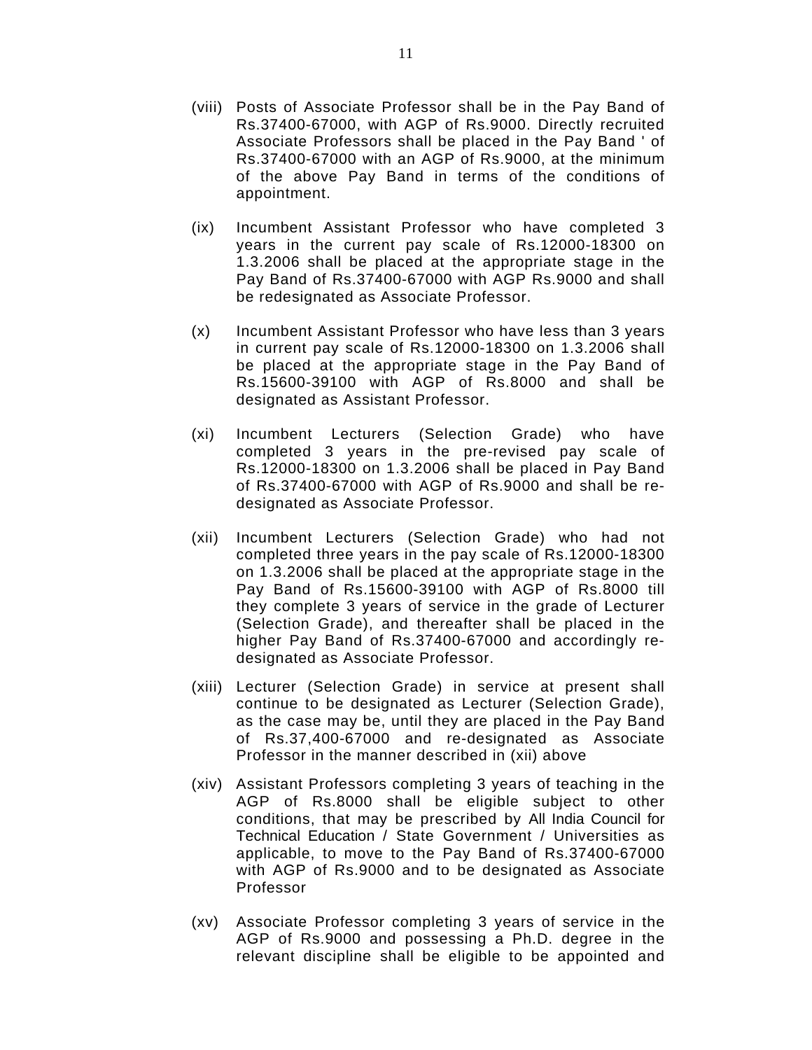(viii) Posts of Associate Professor shall be in the Pay Band of Rs.37400-67000, with AGP of Rs.9000. Directly recruited Associate Professors shall be placed in the Pay Band ' of Rs.37400-67000 with an AGP of Rs.9000, at the minimum of the above Pay Band in terms of the conditions of appointment.

(ix) Incumbent Assistant Professor who have completed 3 years in the current pay scale of Rs.12000-18300 on 1.3.2006 shall be placed at the appropriate stage in the Pay Band of Rs.37400-67000 with AGP Rs.9000 and shall be redesignated as Associate Professor.

(x) Incumbent Assistant Professor who have less than 3 years in current pay scale of Rs.12000-18300 on 1.3.2006 shall be placed at the appropriate stage in the Pay Band of Rs.15600-39100 with AGP of Rs.8000 and shall be designated as Assistant Professor.

(xi) Incumbent Lecturers (Selection Grade) who have completed 3 years in the pre-revised pay scale of Rs.12000-18300 on 1.3.2006 shall be placed in Pay Band of Rs.37400-67000 with AGP of Rs.9000 and shall be re-designated as Associate Professor.

(xii) Incumbent Lecturers (Selection Grade) who had not completed three years in the pay scale of Rs.12000-18300 on 1.3.2006 shall be placed at the appropriate stage in the Pay Band of Rs.15600-39100 with AGP of Rs.8000 till they complete 3 years of service in the grade of Lecturer (Selection Grade), and thereafter shall be placed in the higher Pay Band of Rs.37400-67000 and accordingly re-designated as Associate Professor.

(xiii) Lecturer (Selection Grade) in service at present shall continue to be designated as Lecturer (Selection Grade), as the case may be, until they are placed in the Pay Band of Rs.37,400-67000 and re-designated as Associate Professor in the manner described in (xii) above

(xiv) Assistant Professors completing 3 years of teaching in the AGP of Rs.8000 shall be eligible subject to other conditions, that may be prescribed by All India Council for Technical Education / State Government / Universities as applicable, to move to the Pay Band of Rs.37400-67000 with AGP of Rs.9000 and to be designated as Associate Professor

(xv) Associate Professor completing 3 years of service in the AGP of Rs.9000 and possessing a Ph.D. degree in the relevant discipline shall be eligible to be appointed and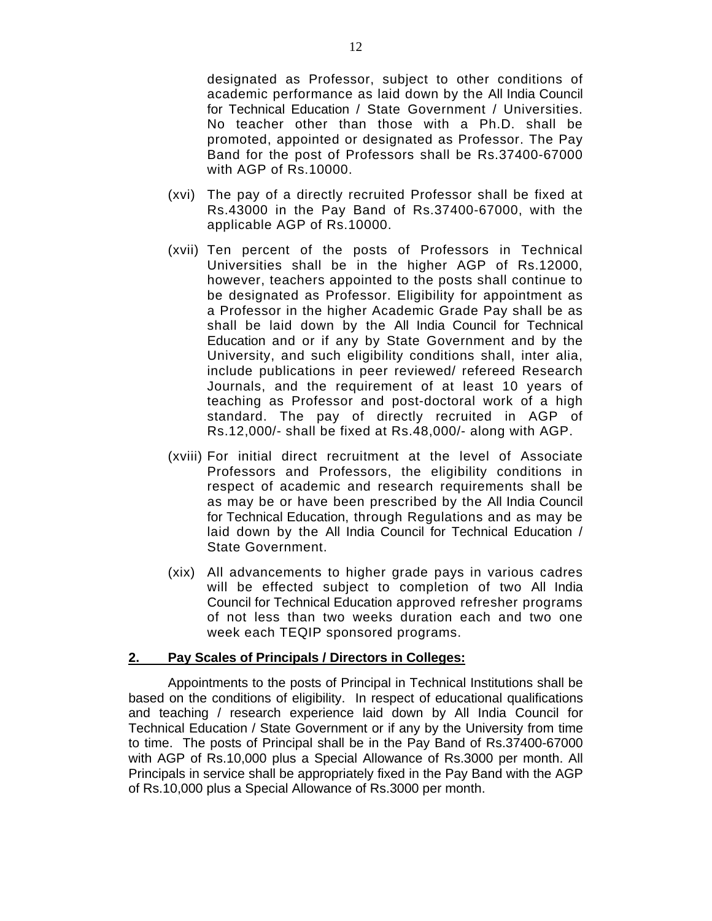designated as Professor, subject to other conditions of academic performance as laid down by the All India Council for Technical Education / State Government / Universities. No teacher other than those with a Ph.D. shall be promoted, appointed or designated as Professor. The Pay Band for the post of Professors shall be Rs.37400-67000 with AGP of Rs.10000.

(xvi) The pay of a directly recruited Professor shall be fixed at Rs.43000 in the Pay Band of Rs.37400-67000, with the applicable AGP of Rs.10000.

(xvii) Ten percent of the posts of Professors in Technical Universities shall be in the higher AGP of Rs.12000, however, teachers appointed to the posts shall continue to be designated as Professor. Eligibility for appointment as a Professor in the higher Academic Grade Pay shall be as shall be laid down by the All India Council for Technical Education and or if any by State Government and by the University, and such eligibility conditions shall, inter alia, include publications in peer reviewed/ refereed Research Journals, and the requirement of at least 10 years of teaching as Professor and post-doctoral work of a high standard. The pay of directly recruited in AGP of Rs.12,000/- shall be fixed at Rs.48,000/- along with AGP.

(xviii) For initial direct recruitment at the level of Associate Professors and Professors, the eligibility conditions in respect of academic and research requirements shall be as may be or have been prescribed by the All India Council for Technical Education, through Regulations and as may be laid down by the All India Council for Technical Education / State Government.

(xix) All advancements to higher grade pays in various cadres will be effected subject to completion of two All India Council for Technical Education approved refresher programs of not less than two weeks duration each and two one week each TEQIP sponsored programs.

## 2. Pay Scales of Principals / Directors in Colleges:

Appointments to the posts of Principal in Technical Institutions shall be based on the conditions of eligibility. In respect of educational qualifications and teaching / research experience laid down by All India Council for Technical Education / State Government or if any by the University from time to time. The posts of Principal shall be in the Pay Band of Rs.37400-67000 with AGP of Rs.10,000 plus a Special Allowance of Rs.3000 per month. All Principals in service shall be appropriately fixed in the Pay Band with the AGP of Rs.10,000 plus a Special Allowance of Rs.3000 per month.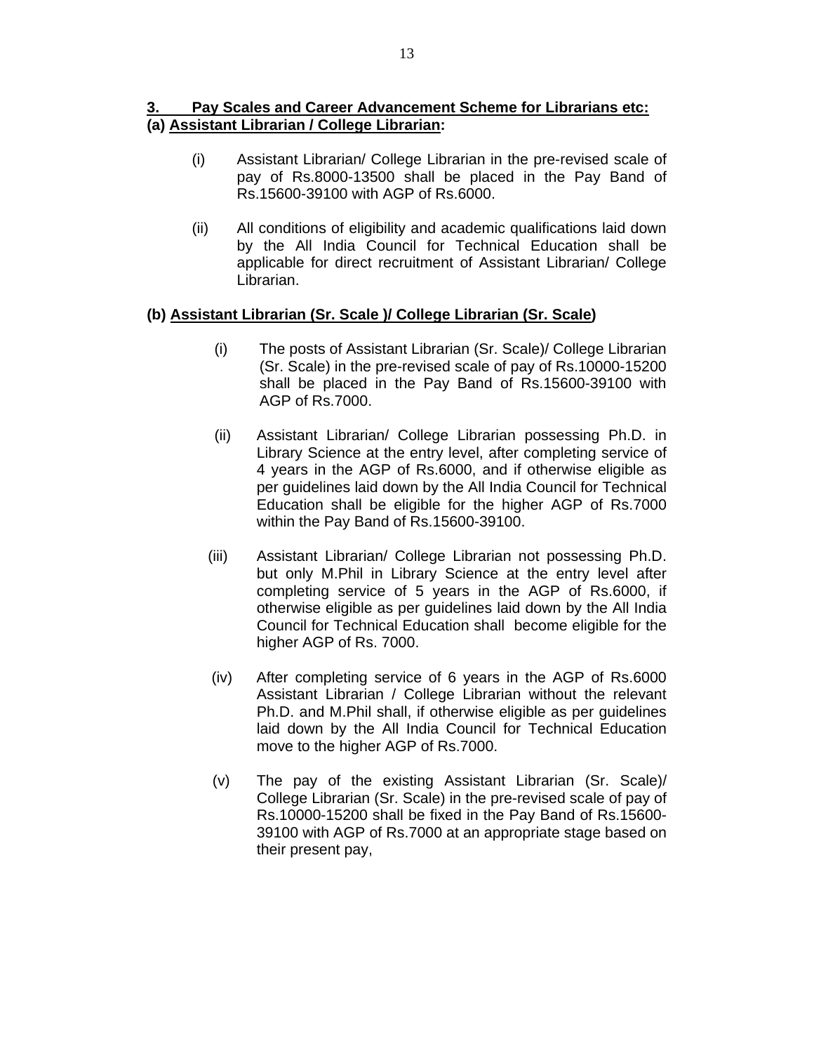## 3. Pay Scales and Career Advancement Scheme for Librarians etc:

### (a) Assistant Librarian / College Librarian:

(i) Assistant Librarian/ College Librarian in the pre-revised scale of pay of Rs.8000-13500 shall be placed in the Pay Band of Rs.15600-39100 with AGP of Rs.6000.

(ii) All conditions of eligibility and academic qualifications laid down by the All India Council for Technical Education shall be applicable for direct recruitment of Assistant Librarian/ College Librarian.

### (b) Assistant Librarian (Sr. Scale )/ College Librarian (Sr. Scale)

(i) The posts of Assistant Librarian (Sr. Scale)/ College Librarian (Sr. Scale) in the pre-revised scale of pay of Rs.10000-15200 shall be placed in the Pay Band of Rs.15600-39100 with AGP of Rs.7000.

(ii) Assistant Librarian/ College Librarian possessing Ph.D. in Library Science at the entry level, after completing service of 4 years in the AGP of Rs.6000, and if otherwise eligible as per guidelines laid down by the All India Council for Technical Education shall be eligible for the higher AGP of Rs.7000 within the Pay Band of Rs.15600-39100.

(iii) Assistant Librarian/ College Librarian not possessing Ph.D. but only M.Phil in Library Science at the entry level after completing service of 5 years in the AGP of Rs.6000, if otherwise eligible as per guidelines laid down by the All India Council for Technical Education shall become eligible for the higher AGP of Rs. 7000.

(iv) After completing service of 6 years in the AGP of Rs.6000 Assistant Librarian / College Librarian without the relevant Ph.D. and M.Phil shall, if otherwise eligible as per guidelines laid down by the All India Council for Technical Education move to the higher AGP of Rs.7000.

(v) The pay of the existing Assistant Librarian (Sr. Scale)/ College Librarian (Sr. Scale) in the pre-revised scale of pay of Rs.10000-15200 shall be fixed in the Pay Band of Rs.15600-39100 with AGP of Rs.7000 at an appropriate stage based on their present pay,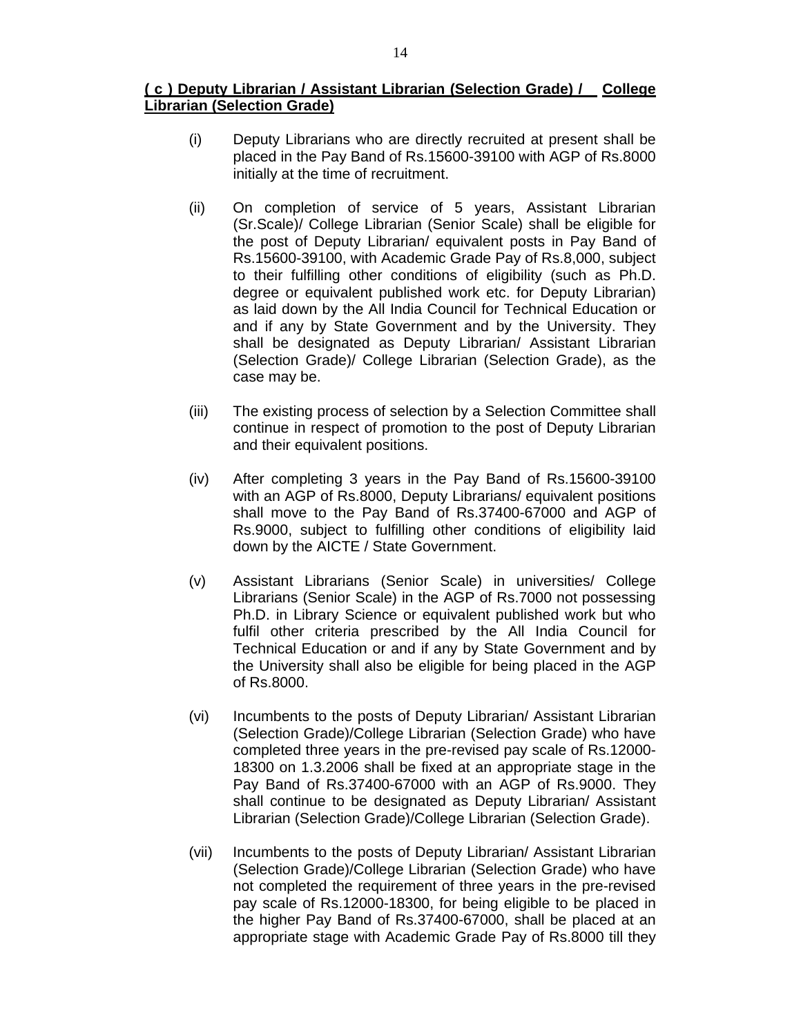**( c ) Deputy Librarian / Assistant Librarian (Selection Grade) / College Librarian (Selection Grade)**

(i) Deputy Librarians who are directly recruited at present shall be placed in the Pay Band of Rs.15600-39100 with AGP of Rs.8000 initially at the time of recruitment.

(ii) On completion of service of 5 years, Assistant Librarian (Sr.Scale)/ College Librarian (Senior Scale) shall be eligible for the post of Deputy Librarian/ equivalent posts in Pay Band of Rs.15600-39100, with Academic Grade Pay of Rs.8,000, subject to their fulfilling other conditions of eligibility (such as Ph.D. degree or equivalent published work etc. for Deputy Librarian) as laid down by the All India Council for Technical Education or and if any by State Government and by the University. They shall be designated as Deputy Librarian/ Assistant Librarian (Selection Grade)/ College Librarian (Selection Grade), as the case may be.

(iii) The existing process of selection by a Selection Committee shall continue in respect of promotion to the post of Deputy Librarian and their equivalent positions.

(iv) After completing 3 years in the Pay Band of Rs.15600-39100 with an AGP of Rs.8000, Deputy Librarians/ equivalent positions shall move to the Pay Band of Rs.37400-67000 and AGP of Rs.9000, subject to fulfilling other conditions of eligibility laid down by the AICTE / State Government.

(v) Assistant Librarians (Senior Scale) in universities/ College Librarians (Senior Scale) in the AGP of Rs.7000 not possessing Ph.D. in Library Science or equivalent published work but who fulfil other criteria prescribed by the All India Council for Technical Education or and if any by State Government and by the University shall also be eligible for being placed in the AGP of Rs.8000.

(vi) Incumbents to the posts of Deputy Librarian/ Assistant Librarian (Selection Grade)/College Librarian (Selection Grade) who have completed three years in the pre-revised pay scale of Rs.12000-18300 on 1.3.2006 shall be fixed at an appropriate stage in the Pay Band of Rs.37400-67000 with an AGP of Rs.9000. They shall continue to be designated as Deputy Librarian/ Assistant Librarian (Selection Grade)/College Librarian (Selection Grade).

(vii) Incumbents to the posts of Deputy Librarian/ Assistant Librarian (Selection Grade)/College Librarian (Selection Grade) who have not completed the requirement of three years in the pre-revised pay scale of Rs.12000-18300, for being eligible to be placed in the higher Pay Band of Rs.37400-67000, shall be placed at an appropriate stage with Academic Grade Pay of Rs.8000 till they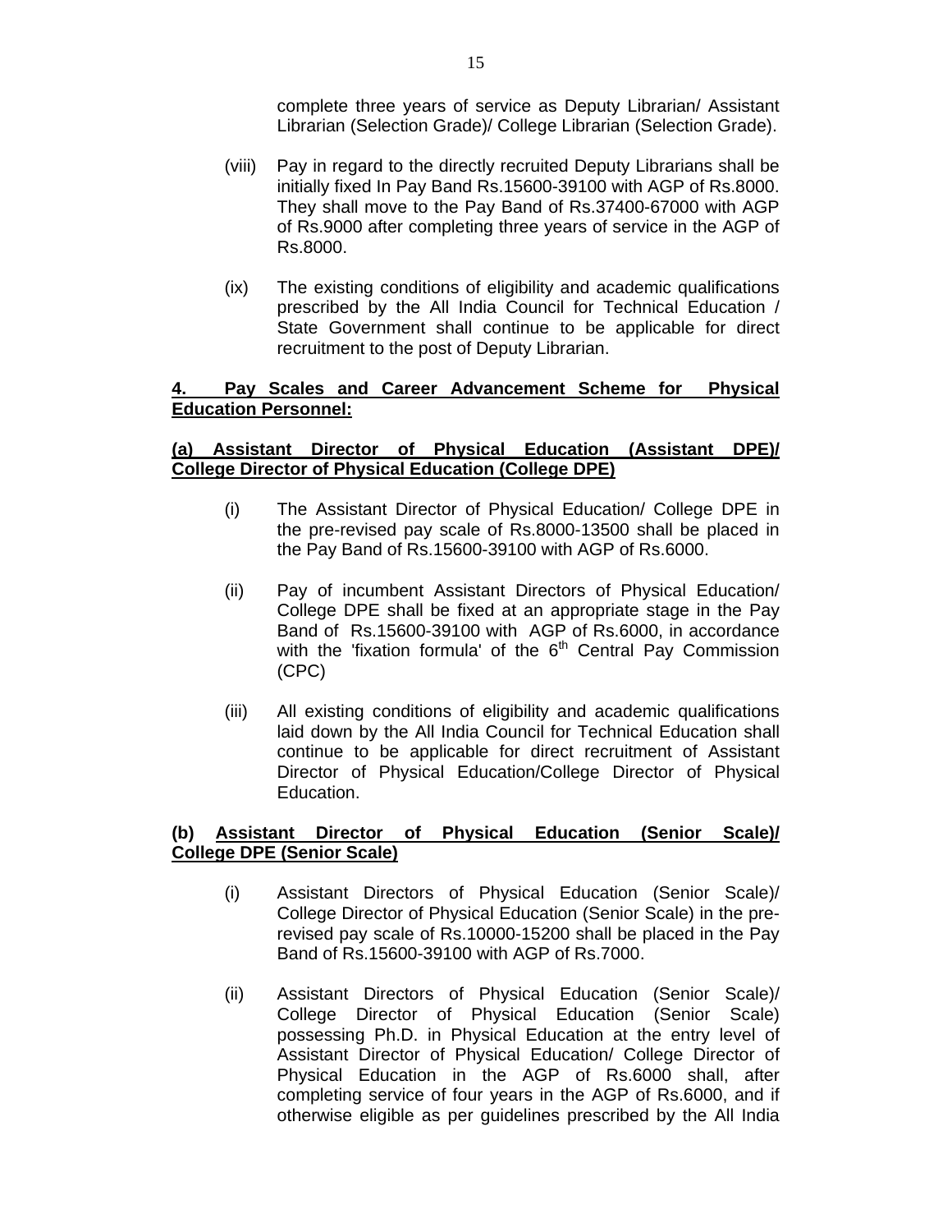complete three years of service as Deputy Librarian/ Assistant Librarian (Selection Grade)/ College Librarian (Selection Grade).

(viii) Pay in regard to the directly recruited Deputy Librarians shall be initially fixed In Pay Band Rs.15600-39100 with AGP of Rs.8000. They shall move to the Pay Band of Rs.37400-67000 with AGP of Rs.9000 after completing three years of service in the AGP of Rs.8000.

(ix) The existing conditions of eligibility and academic qualifications prescribed by the All India Council for Technical Education / State Government shall continue to be applicable for direct recruitment to the post of Deputy Librarian.

**4. Pay Scales and Career Advancement Scheme for Physical Education Personnel:**

**(a) Assistant Director of Physical Education (Assistant DPE)/ College Director of Physical Education (College DPE)**

(i) The Assistant Director of Physical Education/ College DPE in the pre-revised pay scale of Rs.8000-13500 shall be placed in the Pay Band of Rs.15600-39100 with AGP of Rs.6000.

(ii) Pay of incumbent Assistant Directors of Physical Education/ College DPE shall be fixed at an appropriate stage in the Pay Band of Rs.15600-39100 with AGP of Rs.6000, in accordance with the 'fixation formula' of the 6th Central Pay Commission (CPC)

(iii) All existing conditions of eligibility and academic qualifications laid down by the All India Council for Technical Education shall continue to be applicable for direct recruitment of Assistant Director of Physical Education/College Director of Physical Education.

**(b) Assistant Director of Physical Education (Senior Scale)/ College DPE (Senior Scale)**

(i) Assistant Directors of Physical Education (Senior Scale)/ College Director of Physical Education (Senior Scale) in the pre-revised pay scale of Rs.10000-15200 shall be placed in the Pay Band of Rs.15600-39100 with AGP of Rs.7000.

(ii) Assistant Directors of Physical Education (Senior Scale)/ College Director of Physical Education (Senior Scale) possessing Ph.D. in Physical Education at the entry level of Assistant Director of Physical Education/ College Director of Physical Education in the AGP of Rs.6000 shall, after completing service of four years in the AGP of Rs.6000, and if otherwise eligible as per guidelines prescribed by the All India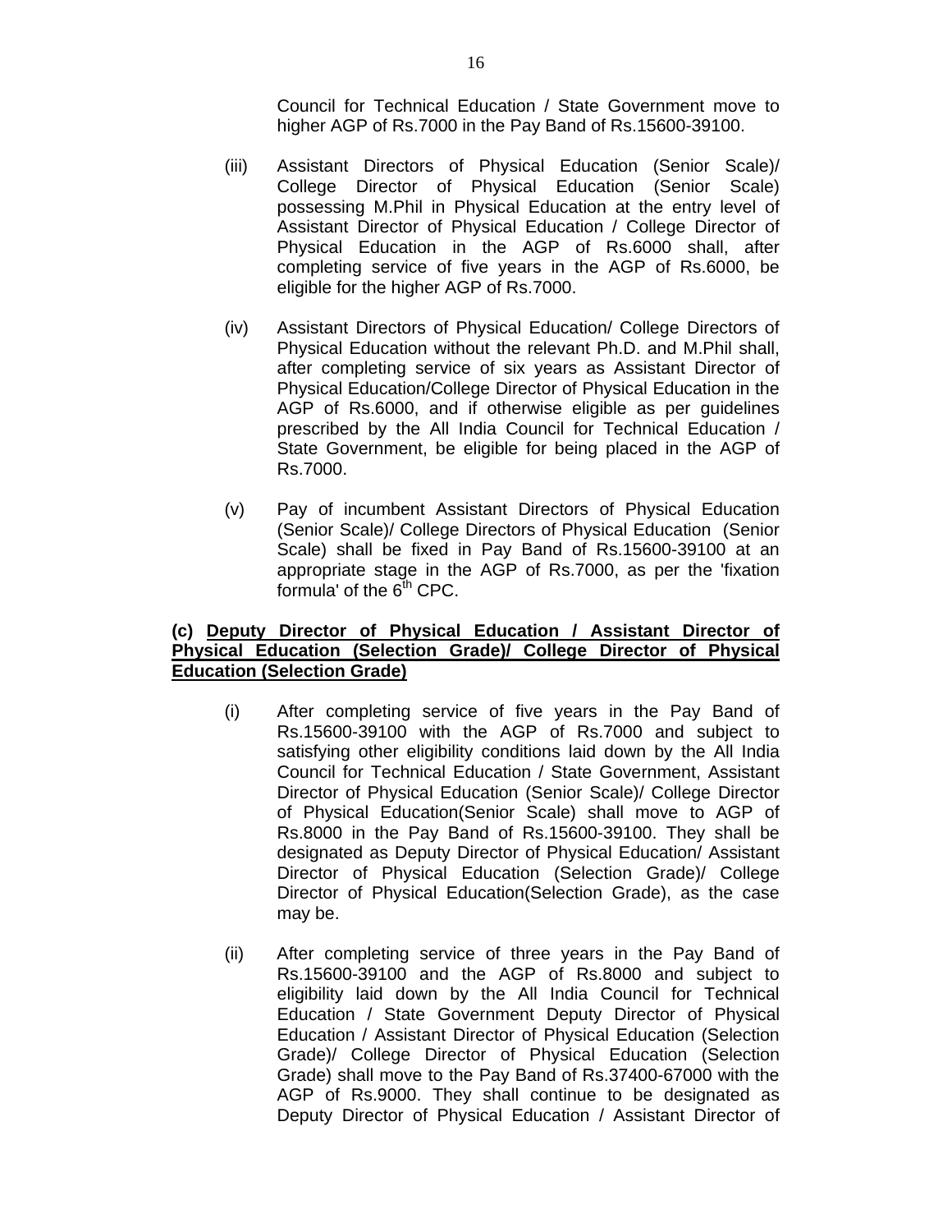Council for Technical Education / State Government move to higher AGP of Rs.7000 in the Pay Band of Rs.15600-39100.

(iii) Assistant Directors of Physical Education (Senior Scale)/ College Director of Physical Education (Senior Scale) possessing M.Phil in Physical Education at the entry level of Assistant Director of Physical Education / College Director of Physical Education in the AGP of Rs.6000 shall, after completing service of five years in the AGP of Rs.6000, be eligible for the higher AGP of Rs.7000.

(iv) Assistant Directors of Physical Education/ College Directors of Physical Education without the relevant Ph.D. and M.Phil shall, after completing service of six years as Assistant Director of Physical Education/College Director of Physical Education in the AGP of Rs.6000, and if otherwise eligible as per guidelines prescribed by the All India Council for Technical Education / State Government, be eligible for being placed in the AGP of Rs.7000.

(v) Pay of incumbent Assistant Directors of Physical Education (Senior Scale)/ College Directors of Physical Education (Senior Scale) shall be fixed in Pay Band of Rs.15600-39100 at an appropriate stage in the AGP of Rs.7000, as per the 'fixation formula' of the 6th CPC.

**(c) <u>Deputy Director of Physical Education / Assistant Director of Physical Education (Selection Grade)/ College Director of Physical Education (Selection Grade)</u>**

(i) After completing service of five years in the Pay Band of Rs.15600-39100 with the AGP of Rs.7000 and subject to satisfying other eligibility conditions laid down by the All India Council for Technical Education / State Government, Assistant Director of Physical Education (Senior Scale)/ College Director of Physical Education(Senior Scale) shall move to AGP of Rs.8000 in the Pay Band of Rs.15600-39100. They shall be designated as Deputy Director of Physical Education/ Assistant Director of Physical Education (Selection Grade)/ College Director of Physical Education(Selection Grade), as the case may be.

(ii) After completing service of three years in the Pay Band of Rs.15600-39100 and the AGP of Rs.8000 and subject to eligibility laid down by the All India Council for Technical Education / State Government Deputy Director of Physical Education / Assistant Director of Physical Education (Selection Grade)/ College Director of Physical Education (Selection Grade) shall move to the Pay Band of Rs.37400-67000 with the AGP of Rs.9000. They shall continue to be designated as Deputy Director of Physical Education / Assistant Director of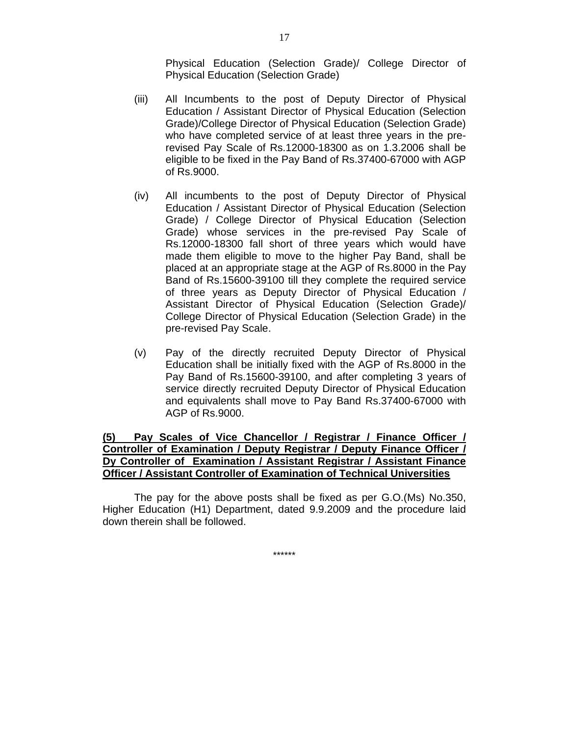Physical Education (Selection Grade)/ College Director of Physical Education (Selection Grade)

(iii) All Incumbents to the post of Deputy Director of Physical Education / Assistant Director of Physical Education (Selection Grade)/College Director of Physical Education (Selection Grade) who have completed service of at least three years in the pre-revised Pay Scale of Rs.12000-18300 as on 1.3.2006 shall be eligible to be fixed in the Pay Band of Rs.37400-67000 with AGP of Rs.9000.

(iv) All incumbents to the post of Deputy Director of Physical Education / Assistant Director of Physical Education (Selection Grade) / College Director of Physical Education (Selection Grade) whose services in the pre-revised Pay Scale of Rs.12000-18300 fall short of three years which would have made them eligible to move to the higher Pay Band, shall be placed at an appropriate stage at the AGP of Rs.8000 in the Pay Band of Rs.15600-39100 till they complete the required service of three years as Deputy Director of Physical Education / Assistant Director of Physical Education (Selection Grade)/ College Director of Physical Education (Selection Grade) in the pre-revised Pay Scale.

(v) Pay of the directly recruited Deputy Director of Physical Education shall be initially fixed with the AGP of Rs.8000 in the Pay Band of Rs.15600-39100, and after completing 3 years of service directly recruited Deputy Director of Physical Education and equivalents shall move to Pay Band Rs.37400-67000 with AGP of Rs.9000.

**(5) Pay Scales of Vice Chancellor / Registrar / Finance Officer / Controller of Examination / Deputy Registrar / Deputy Finance Officer / Dy Controller of Examination / Assistant Registrar / Assistant Finance Officer / Assistant Controller of Examination of Technical Universities**

The pay for the above posts shall be fixed as per G.O.(Ms) No.350, Higher Education (H1) Department, dated 9.9.2009 and the procedure laid down therein shall be followed.

******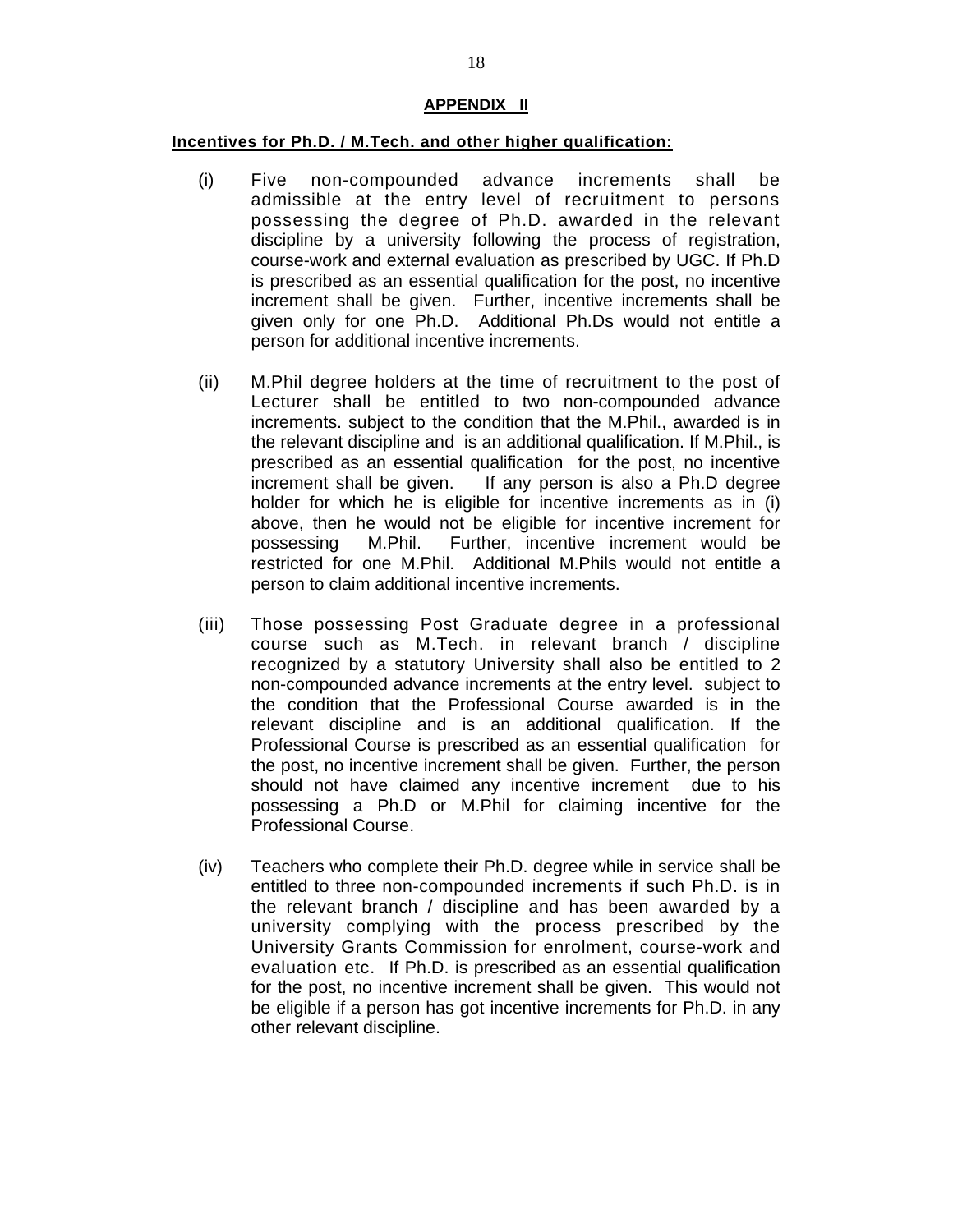## APPENDIX II

**Incentives for Ph.D. / M.Tech. and other higher qualification:**

(i) Five non-compounded advance increments shall be admissible at the entry level of recruitment to persons possessing the degree of Ph.D. awarded in the relevant discipline by a university following the process of registration, course-work and external evaluation as prescribed by UGC. If Ph.D is prescribed as an essential qualification for the post, no incentive increment shall be given. Further, incentive increments shall be given only for one Ph.D. Additional Ph.Ds would not entitle a person for additional incentive increments.

(ii) M.Phil degree holders at the time of recruitment to the post of Lecturer shall be entitled to two non-compounded advance increments. subject to the condition that the M.Phil., awarded is in the relevant discipline and is an additional qualification. If M.Phil., is prescribed as an essential qualification for the post, no incentive increment shall be given. If any person is also a Ph.D degree holder for which he is eligible for incentive increments as in (i) above, then he would not be eligible for incentive increment for possessing M.Phil. Further, incentive increment would be restricted for one M.Phil. Additional M.Phils would not entitle a person to claim additional incentive increments.

(iii) Those possessing Post Graduate degree in a professional course such as M.Tech. in relevant branch / discipline recognized by a statutory University shall also be entitled to 2 non-compounded advance increments at the entry level. subject to the condition that the Professional Course awarded is in the relevant discipline and is an additional qualification. If the Professional Course is prescribed as an essential qualification for the post, no incentive increment shall be given. Further, the person should not have claimed any incentive increment due to his possessing a Ph.D or M.Phil for claiming incentive for the Professional Course.

(iv) Teachers who complete their Ph.D. degree while in service shall be entitled to three non-compounded increments if such Ph.D. is in the relevant branch / discipline and has been awarded by a university complying with the process prescribed by the University Grants Commission for enrolment, course-work and evaluation etc. If Ph.D. is prescribed as an essential qualification for the post, no incentive increment shall be given. This would not be eligible if a person has got incentive increments for Ph.D. in any other relevant discipline.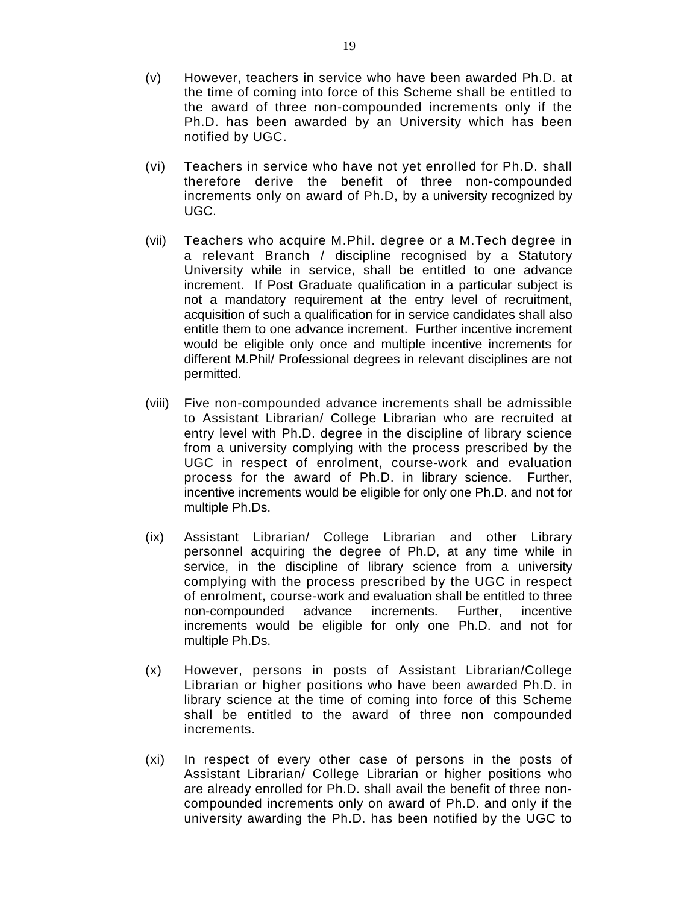(v) However, teachers in service who have been awarded Ph.D. at the time of coming into force of this Scheme shall be entitled to the award of three non-compounded increments only if the Ph.D. has been awarded by an University which has been notified by UGC.

(vi) Teachers in service who have not yet enrolled for Ph.D. shall therefore derive the benefit of three non-compounded increments only on award of Ph.D, by a university recognized by UGC.

(vii) Teachers who acquire M.Phil. degree or a M.Tech degree in a relevant Branch / discipline recognised by a Statutory University while in service, shall be entitled to one advance increment. If Post Graduate qualification in a particular subject is not a mandatory requirement at the entry level of recruitment, acquisition of such a qualification for in service candidates shall also entitle them to one advance increment. Further incentive increment would be eligible only once and multiple incentive increments for different M.Phil/ Professional degrees in relevant disciplines are not permitted.

(viii) Five non-compounded advance increments shall be admissible to Assistant Librarian/ College Librarian who are recruited at entry level with Ph.D. degree in the discipline of library science from a university complying with the process prescribed by the UGC in respect of enrolment, course-work and evaluation process for the award of Ph.D. in library science. Further, incentive increments would be eligible for only one Ph.D. and not for multiple Ph.Ds.

(ix) Assistant Librarian/ College Librarian and other Library personnel acquiring the degree of Ph.D, at any time while in service, in the discipline of library science from a university complying with the process prescribed by the UGC in respect of enrolment, course-work and evaluation shall be entitled to three non-compounded advance increments. Further, incentive increments would be eligible for only one Ph.D. and not for multiple Ph.Ds.

(x) However, persons in posts of Assistant Librarian/College Librarian or higher positions who have been awarded Ph.D. in library science at the time of coming into force of this Scheme shall be entitled to the award of three non compounded increments.

(xi) In respect of every other case of persons in the posts of Assistant Librarian/ College Librarian or higher positions who are already enrolled for Ph.D. shall avail the benefit of three non-compounded increments only on award of Ph.D. and only if the university awarding the Ph.D. has been notified by the UGC to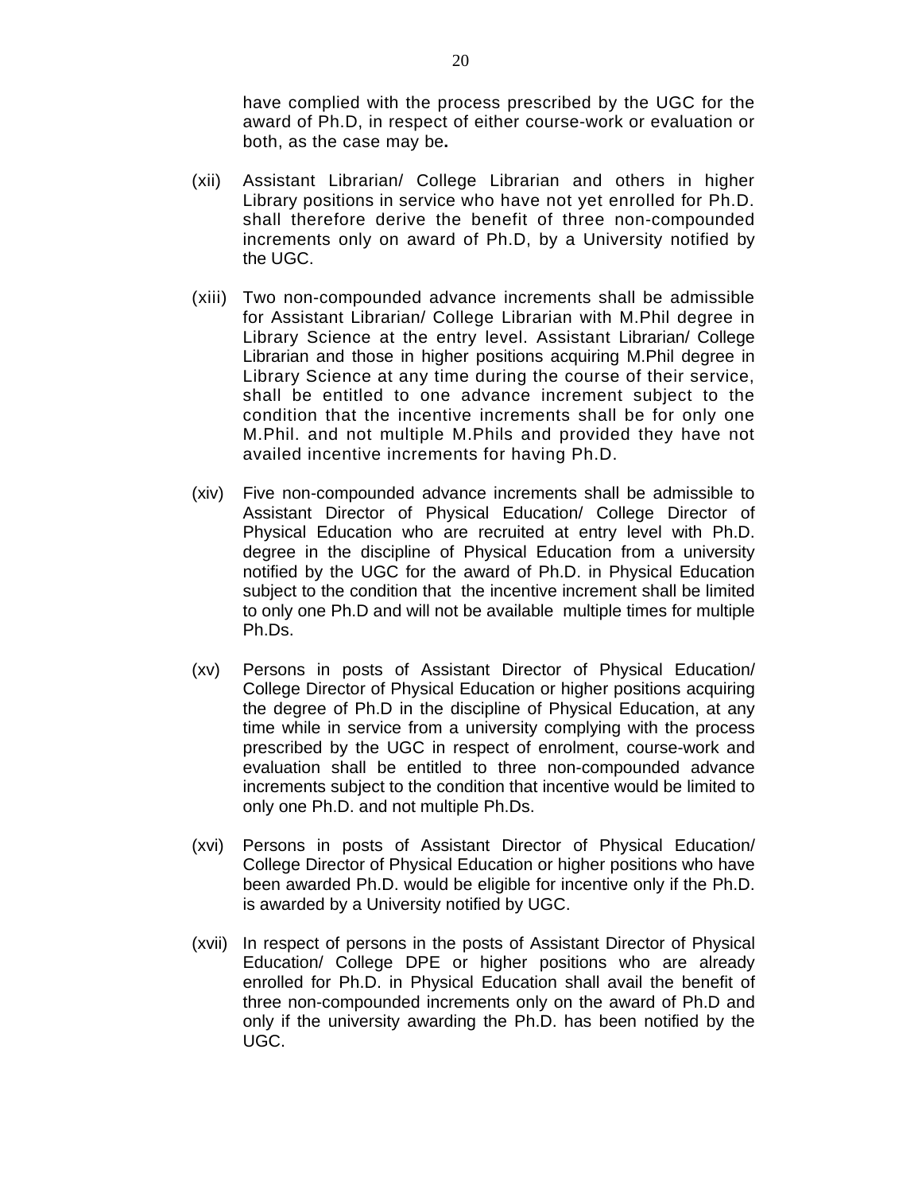have complied with the process prescribed by the UGC for the award of Ph.D, in respect of either course-work or evaluation or both, as the case may be**.**

(xii) Assistant Librarian/ College Librarian and others in higher Library positions in service who have not yet enrolled for Ph.D. shall therefore derive the benefit of three non-compounded increments only on award of Ph.D, by a University notified by the UGC.

(xiii) Two non-compounded advance increments shall be admissible for Assistant Librarian/ College Librarian with M.Phil degree in Library Science at the entry level. Assistant Librarian/ College Librarian and those in higher positions acquiring M.Phil degree in Library Science at any time during the course of their service, shall be entitled to one advance increment subject to the condition that the incentive increments shall be for only one M.Phil. and not multiple M.Phils and provided they have not availed incentive increments for having Ph.D.

(xiv) Five non-compounded advance increments shall be admissible to Assistant Director of Physical Education/ College Director of Physical Education who are recruited at entry level with Ph.D. degree in the discipline of Physical Education from a university notified by the UGC for the award of Ph.D. in Physical Education subject to the condition that the incentive increment shall be limited to only one Ph.D and will not be available multiple times for multiple Ph.Ds.

(xv) Persons in posts of Assistant Director of Physical Education/ College Director of Physical Education or higher positions acquiring the degree of Ph.D in the discipline of Physical Education, at any time while in service from a university complying with the process prescribed by the UGC in respect of enrolment, course-work and evaluation shall be entitled to three non-compounded advance increments subject to the condition that incentive would be limited to only one Ph.D. and not multiple Ph.Ds.

(xvi) Persons in posts of Assistant Director of Physical Education/ College Director of Physical Education or higher positions who have been awarded Ph.D. would be eligible for incentive only if the Ph.D. is awarded by a University notified by UGC.

(xvii) In respect of persons in the posts of Assistant Director of Physical Education/ College DPE or higher positions who are already enrolled for Ph.D. in Physical Education shall avail the benefit of three non-compounded increments only on the award of Ph.D and only if the university awarding the Ph.D. has been notified by the UGC.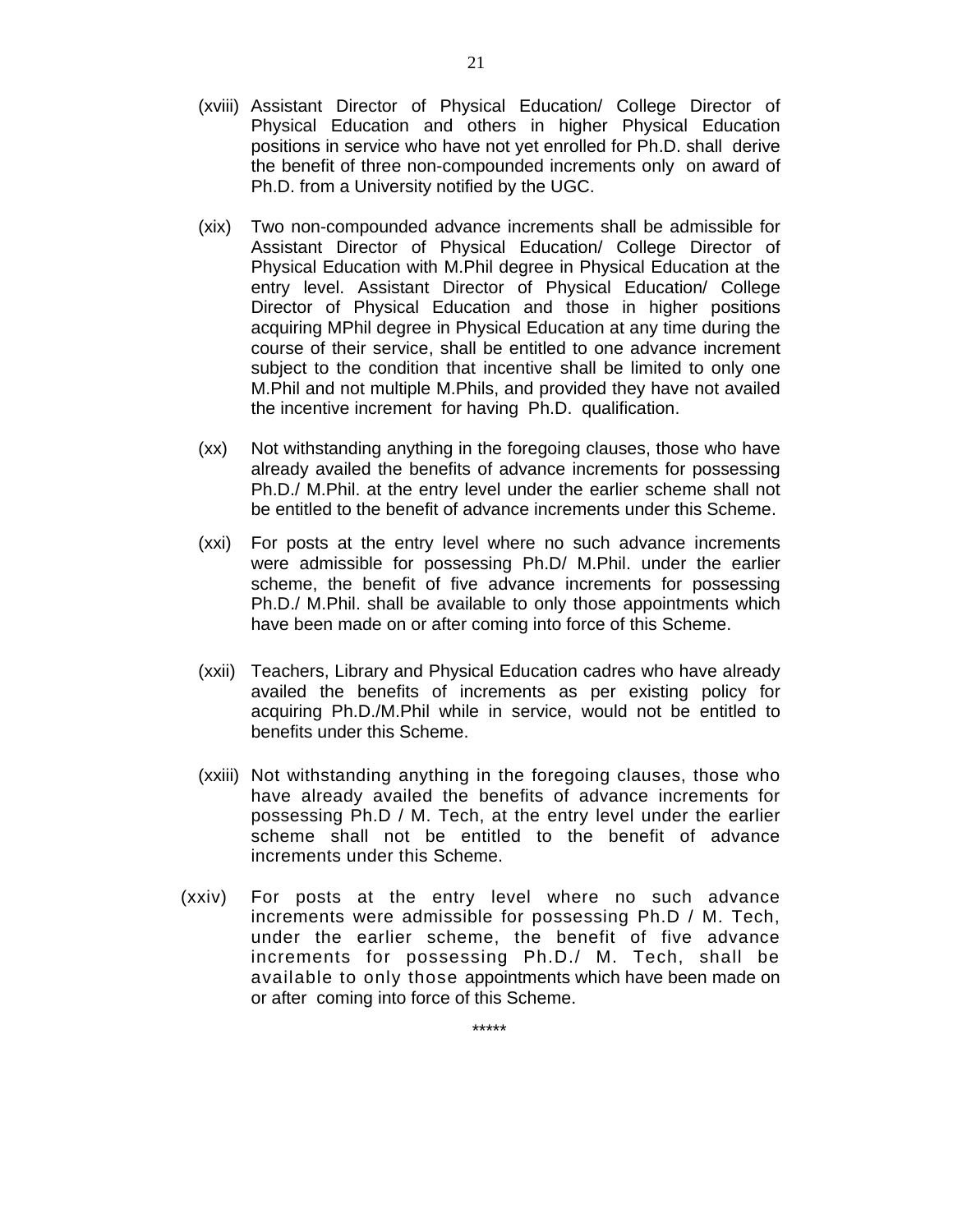(xviii) Assistant Director of Physical Education/ College Director of Physical Education and others in higher Physical Education positions in service who have not yet enrolled for Ph.D. shall derive the benefit of three non-compounded increments only on award of Ph.D. from a University notified by the UGC.

(xix) Two non-compounded advance increments shall be admissible for Assistant Director of Physical Education/ College Director of Physical Education with M.Phil degree in Physical Education at the entry level. Assistant Director of Physical Education/ College Director of Physical Education and those in higher positions acquiring MPhil degree in Physical Education at any time during the course of their service, shall be entitled to one advance increment subject to the condition that incentive shall be limited to only one M.Phil and not multiple M.Phils, and provided they have not availed the incentive increment for having Ph.D. qualification.

(xx) Not withstanding anything in the foregoing clauses, those who have already availed the benefits of advance increments for possessing Ph.D./ M.Phil. at the entry level under the earlier scheme shall not be entitled to the benefit of advance increments under this Scheme.

(xxi) For posts at the entry level where no such advance increments were admissible for possessing Ph.D/ M.Phil. under the earlier scheme, the benefit of five advance increments for possessing Ph.D./ M.Phil. shall be available to only those appointments which have been made on or after coming into force of this Scheme.

(xxii) Teachers, Library and Physical Education cadres who have already availed the benefits of increments as per existing policy for acquiring Ph.D./M.Phil while in service, would not be entitled to benefits under this Scheme.

(xxiii) Not withstanding anything in the foregoing clauses, those who have already availed the benefits of advance increments for possessing Ph.D / M. Tech, at the entry level under the earlier scheme shall not be entitled to the benefit of advance increments under this Scheme.

(xxiv) For posts at the entry level where no such advance increments were admissible for possessing Ph.D / M. Tech, under the earlier scheme, the benefit of five advance increments for possessing Ph.D./ M. Tech, shall be available to only those appointments which have been made on or after coming into force of this Scheme.

*****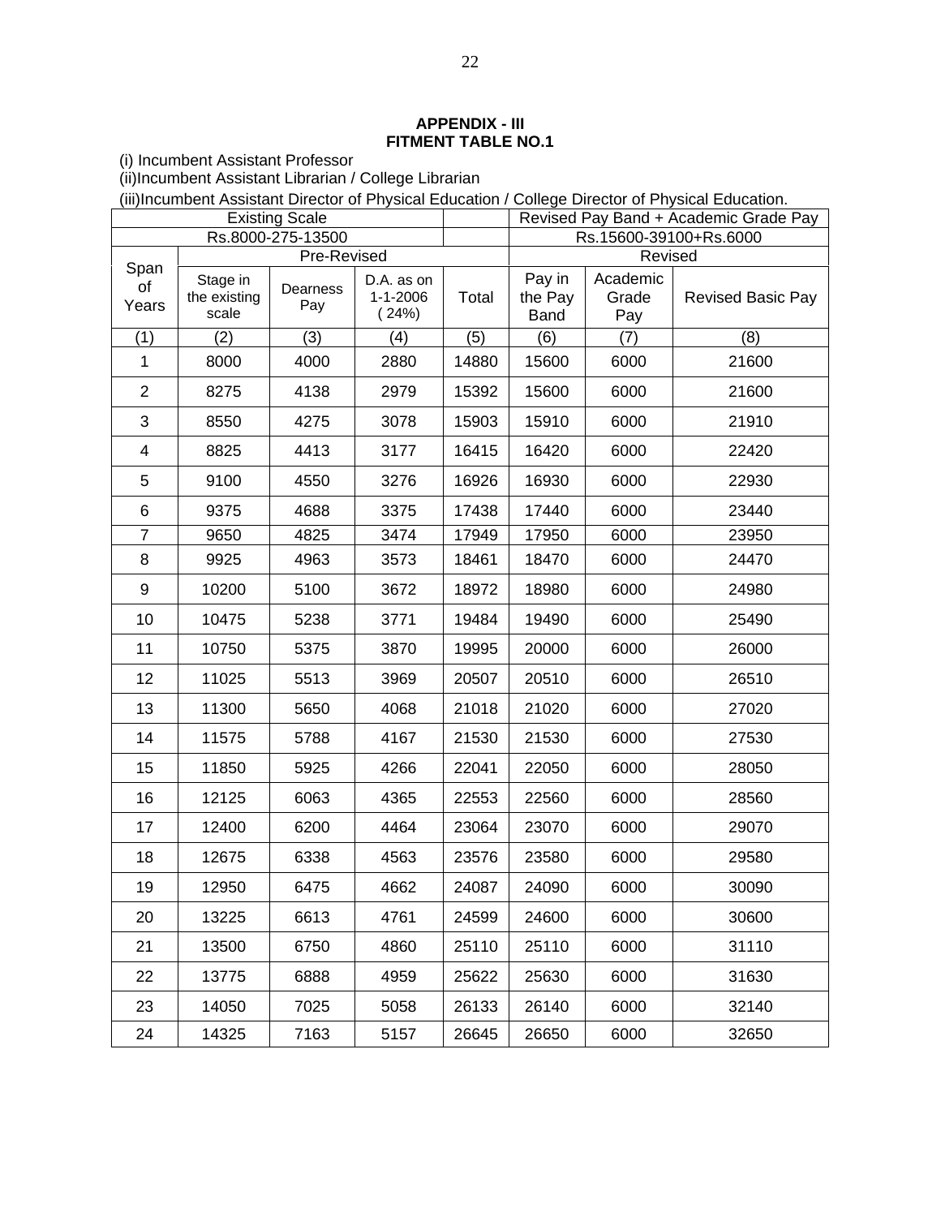**APPENDIX - III**
**FITMENT TABLE NO.1**

(i) Incumbent Assistant Professor

(ii)Incumbent Assistant Librarian / College Librarian

(iii)Incumbent Assistant Director of Physical Education / College Director of Physical Education.

| Existing Scale | | | | | Revised Pay Band + Academic Grade Pay | | |
|---|---|---|---|---|---|---|---|
| Rs.8000-275-13500 | | | | | Rs.15600-39100+Rs.6000 | | |
| Span of Years | Pre-Revised | | | | Revised | | |
| | Stage in the existing scale | Dearness Pay | D.A. as on 1-1-2006 (24%) | Total | Pay in the Pay Band | Academic Grade Pay | Revised Basic Pay |
| (1) | (2) | (3) | (4) | (5) | (6) | (7) | (8) |
| 1 | 8000 | 4000 | 2880 | 14880 | 15600 | 6000 | 21600 |
| 2 | 8275 | 4138 | 2979 | 15392 | 15600 | 6000 | 21600 |
| 3 | 8550 | 4275 | 3078 | 15903 | 15910 | 6000 | 21910 |
| 4 | 8825 | 4413 | 3177 | 16415 | 16420 | 6000 | 22420 |
| 5 | 9100 | 4550 | 3276 | 16926 | 16930 | 6000 | 22930 |
| 6 | 9375 | 4688 | 3375 | 17438 | 17440 | 6000 | 23440 |
| 7 | 9650 | 4825 | 3474 | 17949 | 17950 | 6000 | 23950 |
| 8 | 9925 | 4963 | 3573 | 18461 | 18470 | 6000 | 24470 |
| 9 | 10200 | 5100 | 3672 | 18972 | 18980 | 6000 | 24980 |
| 10 | 10475 | 5238 | 3771 | 19484 | 19490 | 6000 | 25490 |
| 11 | 10750 | 5375 | 3870 | 19995 | 20000 | 6000 | 26000 |
| 12 | 11025 | 5513 | 3969 | 20507 | 20510 | 6000 | 26510 |
| 13 | 11300 | 5650 | 4068 | 21018 | 21020 | 6000 | 27020 |
| 14 | 11575 | 5788 | 4167 | 21530 | 21530 | 6000 | 27530 |
| 15 | 11850 | 5925 | 4266 | 22041 | 22050 | 6000 | 28050 |
| 16 | 12125 | 6063 | 4365 | 22553 | 22560 | 6000 | 28560 |
| 17 | 12400 | 6200 | 4464 | 23064 | 23070 | 6000 | 29070 |
| 18 | 12675 | 6338 | 4563 | 23576 | 23580 | 6000 | 29580 |
| 19 | 12950 | 6475 | 4662 | 24087 | 24090 | 6000 | 30090 |
| 20 | 13225 | 6613 | 4761 | 24599 | 24600 | 6000 | 30600 |
| 21 | 13500 | 6750 | 4860 | 25110 | 25110 | 6000 | 31110 |
| 22 | 13775 | 6888 | 4959 | 25622 | 25630 | 6000 | 31630 |
| 23 | 14050 | 7025 | 5058 | 26133 | 26140 | 6000 | 32140 |
| 24 | 14325 | 7163 | 5157 | 26645 | 26650 | 6000 | 32650 |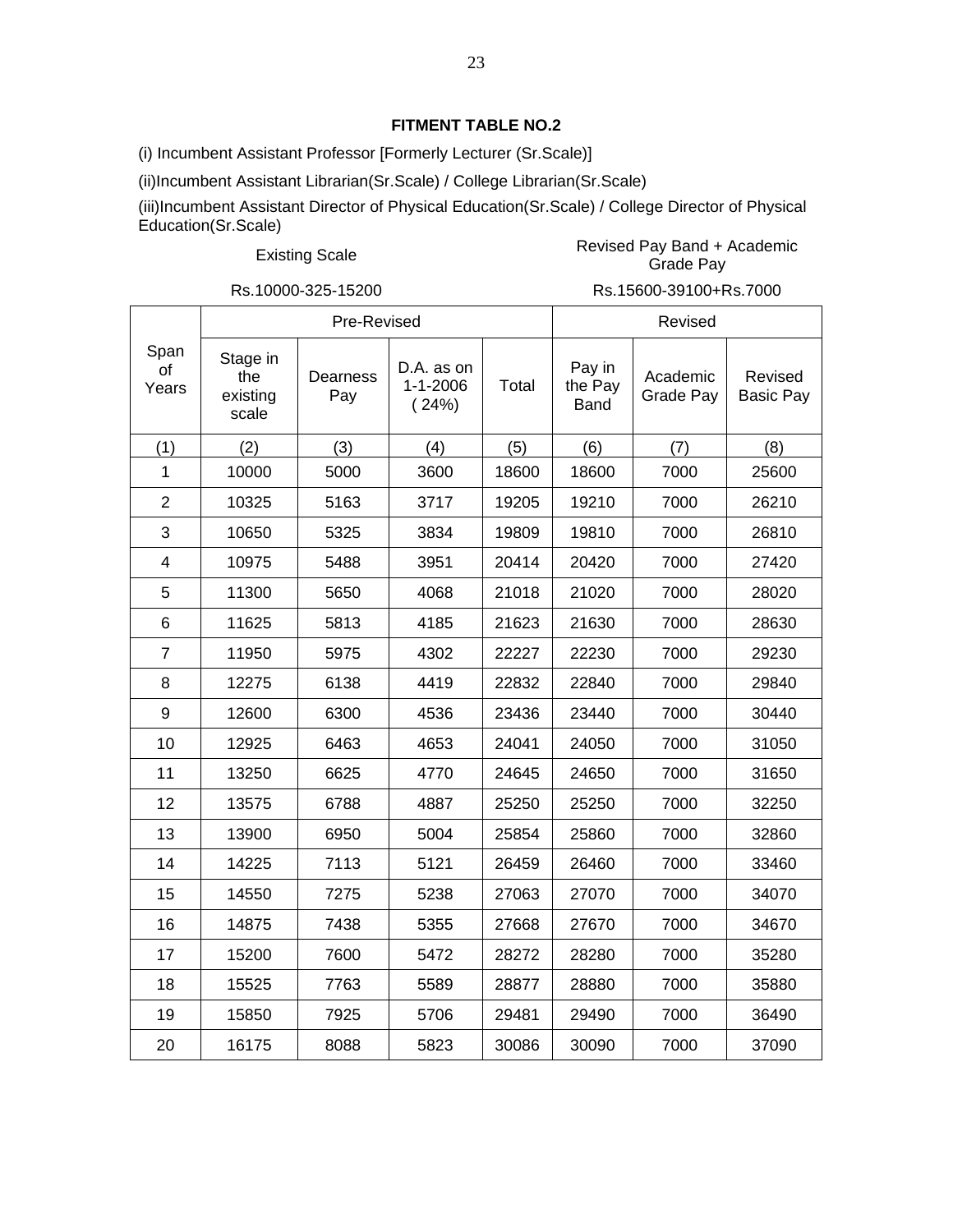**FITMENT TABLE NO.2**

(i) Incumbent Assistant Professor [Formerly Lecturer (Sr.Scale)]

(ii)Incumbent Assistant Librarian(Sr.Scale) / College Librarian(Sr.Scale)

(iii)Incumbent Assistant Director of Physical Education(Sr.Scale) / College Director of Physical Education(Sr.Scale)

| Existing Scale | Revised Pay Band + Academic Grade Pay |
|---|---|
| Rs.10000-325-15200 | Rs.15600-39100+Rs.7000 |

| Span of Years | Pre-Revised | | | | Revised | | |
|---|---|---|---|---|---|---|---|
| | Stage in the existing scale | Dearness Pay | D.A. as on 1-1-2006 ( 24%) | Total | Pay in the Pay Band | Academic Grade Pay | Revised Basic Pay |
| (1) | (2) | (3) | (4) | (5) | (6) | (7) | (8) |
| 1 | 10000 | 5000 | 3600 | 18600 | 18600 | 7000 | 25600 |
| 2 | 10325 | 5163 | 3717 | 19205 | 19210 | 7000 | 26210 |
| 3 | 10650 | 5325 | 3834 | 19809 | 19810 | 7000 | 26810 |
| 4 | 10975 | 5488 | 3951 | 20414 | 20420 | 7000 | 27420 |
| 5 | 11300 | 5650 | 4068 | 21018 | 21020 | 7000 | 28020 |
| 6 | 11625 | 5813 | 4185 | 21623 | 21630 | 7000 | 28630 |
| 7 | 11950 | 5975 | 4302 | 22227 | 22230 | 7000 | 29230 |
| 8 | 12275 | 6138 | 4419 | 22832 | 22840 | 7000 | 29840 |
| 9 | 12600 | 6300 | 4536 | 23436 | 23440 | 7000 | 30440 |
| 10 | 12925 | 6463 | 4653 | 24041 | 24050 | 7000 | 31050 |
| 11 | 13250 | 6625 | 4770 | 24645 | 24650 | 7000 | 31650 |
| 12 | 13575 | 6788 | 4887 | 25250 | 25250 | 7000 | 32250 |
| 13 | 13900 | 6950 | 5004 | 25854 | 25860 | 7000 | 32860 |
| 14 | 14225 | 7113 | 5121 | 26459 | 26460 | 7000 | 33460 |
| 15 | 14550 | 7275 | 5238 | 27063 | 27070 | 7000 | 34070 |
| 16 | 14875 | 7438 | 5355 | 27668 | 27670 | 7000 | 34670 |
| 17 | 15200 | 7600 | 5472 | 28272 | 28280 | 7000 | 35280 |
| 18 | 15525 | 7763 | 5589 | 28877 | 28880 | 7000 | 35880 |
| 19 | 15850 | 7925 | 5706 | 29481 | 29490 | 7000 | 36490 |
| 20 | 16175 | 8088 | 5823 | 30086 | 30090 | 7000 | 37090 |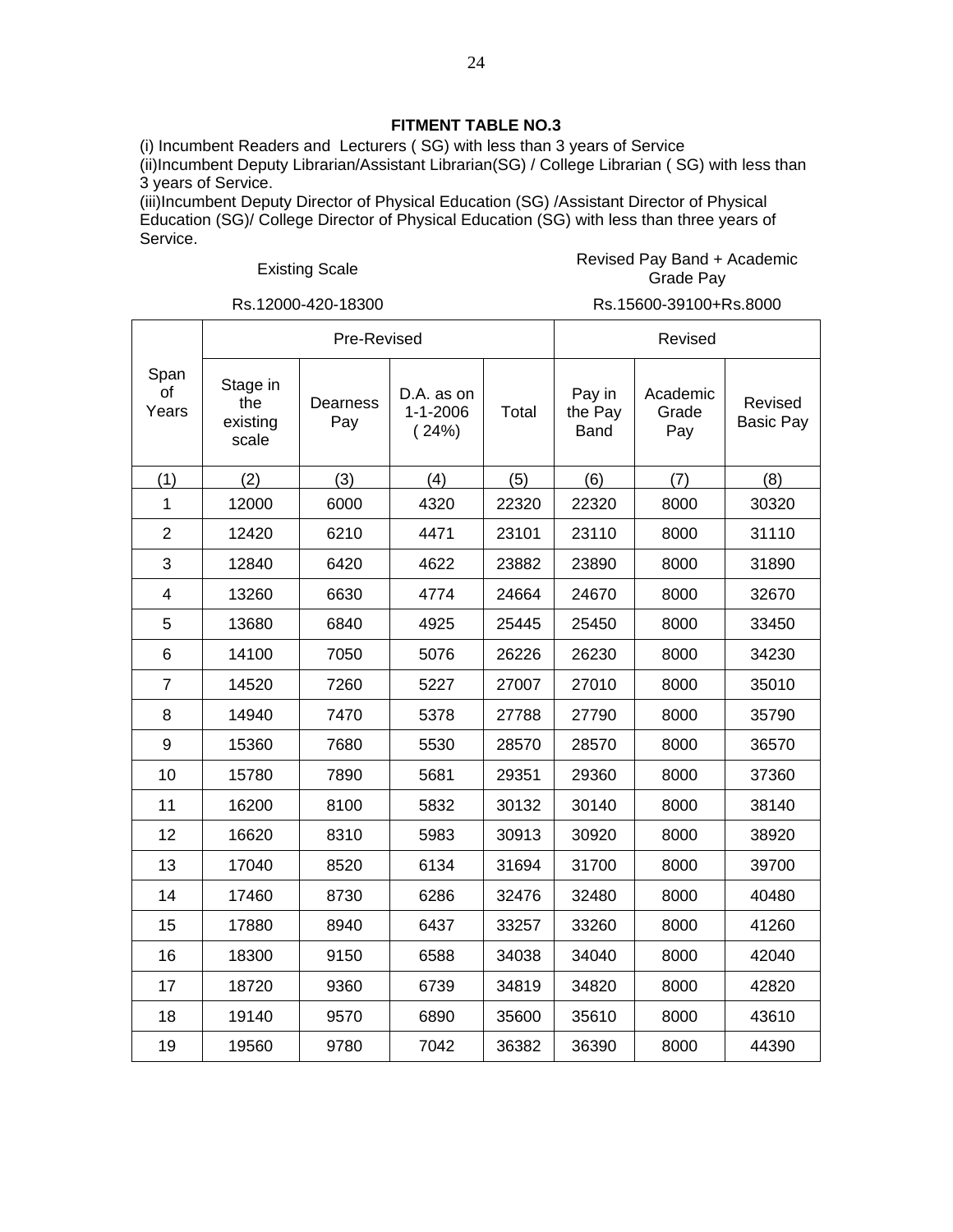## FITMENT TABLE NO.3

(i) Incumbent Readers and Lecturers ( SG) with less than 3 years of Service
(ii)Incumbent Deputy Librarian/Assistant Librarian(SG) / College Librarian ( SG) with less than 3 years of Service.
(iii)Incumbent Deputy Director of Physical Education (SG) /Assistant Director of Physical Education (SG)/ College Director of Physical Education (SG) with less than three years of Service.

Existing Scale: Rs.12000-420-18300

Revised Pay Band + Academic Grade Pay: Rs.15600-39100+Rs.8000

| Span of Years | Pre-Revised | | | | Revised | | |
|---|---|---|---|---|---|---|---|
| | Stage in the existing scale | Dearness Pay | D.A. as on 1-1-2006 ( 24%) | Total | Pay in the Pay Band | Academic Grade Pay | Revised Basic Pay |
| (1) | (2) | (3) | (4) | (5) | (6) | (7) | (8) |
| 1 | 12000 | 6000 | 4320 | 22320 | 22320 | 8000 | 30320 |
| 2 | 12420 | 6210 | 4471 | 23101 | 23110 | 8000 | 31110 |
| 3 | 12840 | 6420 | 4622 | 23882 | 23890 | 8000 | 31890 |
| 4 | 13260 | 6630 | 4774 | 24664 | 24670 | 8000 | 32670 |
| 5 | 13680 | 6840 | 4925 | 25445 | 25450 | 8000 | 33450 |
| 6 | 14100 | 7050 | 5076 | 26226 | 26230 | 8000 | 34230 |
| 7 | 14520 | 7260 | 5227 | 27007 | 27010 | 8000 | 35010 |
| 8 | 14940 | 7470 | 5378 | 27788 | 27790 | 8000 | 35790 |
| 9 | 15360 | 7680 | 5530 | 28570 | 28570 | 8000 | 36570 |
| 10 | 15780 | 7890 | 5681 | 29351 | 29360 | 8000 | 37360 |
| 11 | 16200 | 8100 | 5832 | 30132 | 30140 | 8000 | 38140 |
| 12 | 16620 | 8310 | 5983 | 30913 | 30920 | 8000 | 38920 |
| 13 | 17040 | 8520 | 6134 | 31694 | 31700 | 8000 | 39700 |
| 14 | 17460 | 8730 | 6286 | 32476 | 32480 | 8000 | 40480 |
| 15 | 17880 | 8940 | 6437 | 33257 | 33260 | 8000 | 41260 |
| 16 | 18300 | 9150 | 6588 | 34038 | 34040 | 8000 | 42040 |
| 17 | 18720 | 9360 | 6739 | 34819 | 34820 | 8000 | 42820 |
| 18 | 19140 | 9570 | 6890 | 35600 | 35610 | 8000 | 43610 |
| 19 | 19560 | 9780 | 7042 | 36382 | 36390 | 8000 | 44390 |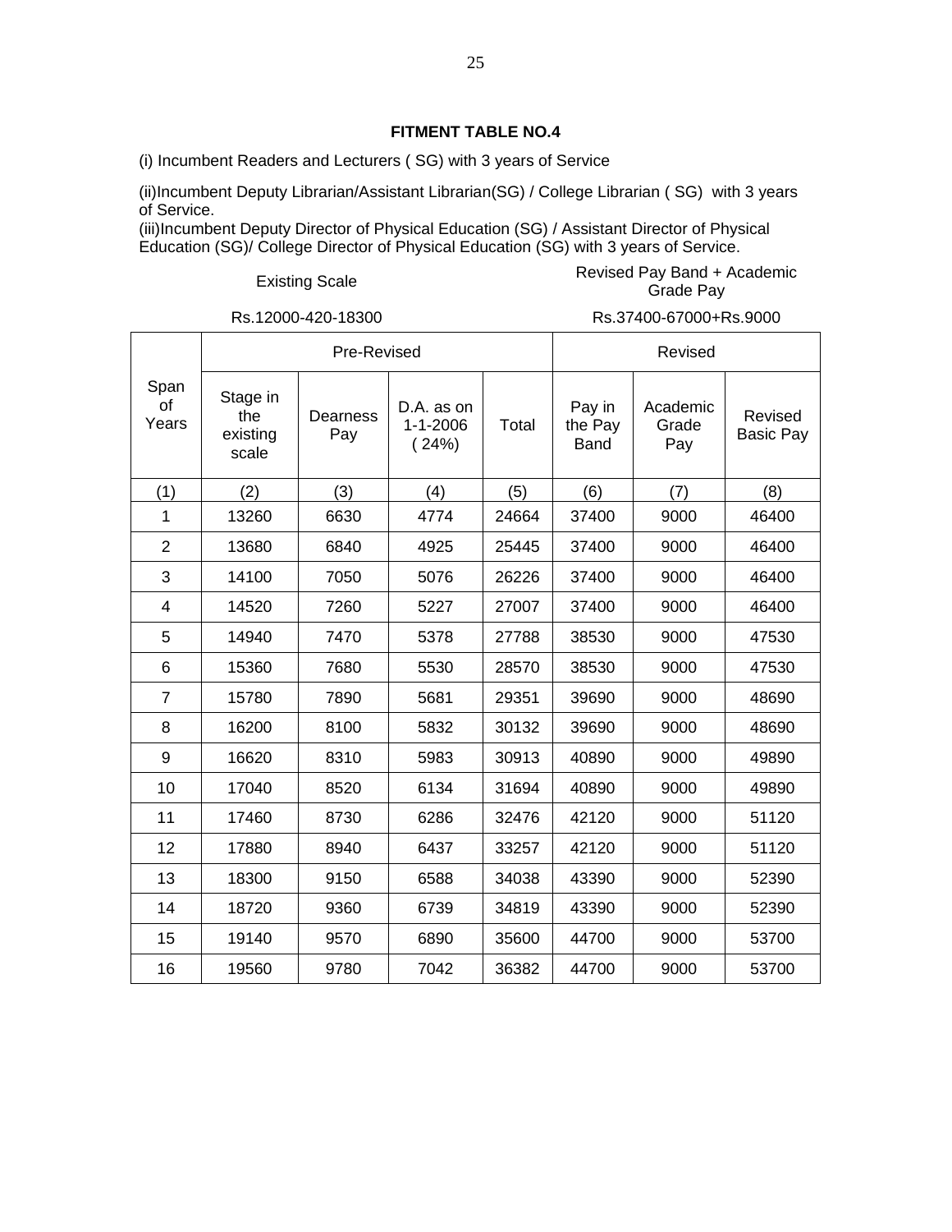## FITMENT TABLE NO.4

(i) Incumbent Readers and Lecturers ( SG) with 3 years of Service

(ii)Incumbent Deputy Librarian/Assistant Librarian(SG) / College Librarian ( SG) with 3 years of Service.

(iii)Incumbent Deputy Director of Physical Education (SG) / Assistant Director of Physical Education (SG)/ College Director of Physical Education (SG) with 3 years of Service.

| Existing Scale | Revised Pay Band + Academic Grade Pay |
|---|---|
| Rs.12000-420-18300 | Rs.37400-67000+Rs.9000 |

| Span of Years | Pre-Revised | | | | Revised | | |
|---|---|---|---|---|---|---|---|
| | Stage in the existing scale | Dearness Pay | D.A. as on 1-1-2006 ( 24%) | Total | Pay in the Pay Band | Academic Grade Pay | Revised Basic Pay |
| (1) | (2) | (3) | (4) | (5) | (6) | (7) | (8) |
| 1 | 13260 | 6630 | 4774 | 24664 | 37400 | 9000 | 46400 |
| 2 | 13680 | 6840 | 4925 | 25445 | 37400 | 9000 | 46400 |
| 3 | 14100 | 7050 | 5076 | 26226 | 37400 | 9000 | 46400 |
| 4 | 14520 | 7260 | 5227 | 27007 | 37400 | 9000 | 46400 |
| 5 | 14940 | 7470 | 5378 | 27788 | 38530 | 9000 | 47530 |
| 6 | 15360 | 7680 | 5530 | 28570 | 38530 | 9000 | 47530 |
| 7 | 15780 | 7890 | 5681 | 29351 | 39690 | 9000 | 48690 |
| 8 | 16200 | 8100 | 5832 | 30132 | 39690 | 9000 | 48690 |
| 9 | 16620 | 8310 | 5983 | 30913 | 40890 | 9000 | 49890 |
| 10 | 17040 | 8520 | 6134 | 31694 | 40890 | 9000 | 49890 |
| 11 | 17460 | 8730 | 6286 | 32476 | 42120 | 9000 | 51120 |
| 12 | 17880 | 8940 | 6437 | 33257 | 42120 | 9000 | 51120 |
| 13 | 18300 | 9150 | 6588 | 34038 | 43390 | 9000 | 52390 |
| 14 | 18720 | 9360 | 6739 | 34819 | 43390 | 9000 | 52390 |
| 15 | 19140 | 9570 | 6890 | 35600 | 44700 | 9000 | 53700 |
| 16 | 19560 | 9780 | 7042 | 36382 | 44700 | 9000 | 53700 |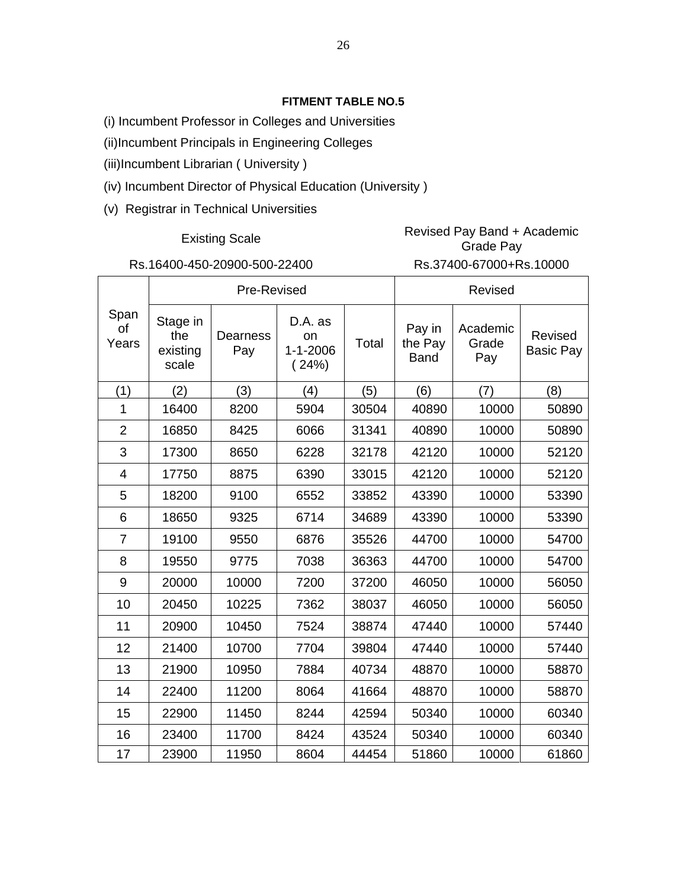**FITMENT TABLE NO.5**

(i) Incumbent Professor in Colleges and Universities

(ii)Incumbent Principals in Engineering Colleges

(iii)Incumbent Librarian ( University )

(iv) Incumbent Director of Physical Education (University )

(v) Registrar in Technical Universities

| Existing Scale | Revised Pay Band + Academic Grade Pay |
|---|---|
| Rs.16400-450-20900-500-22400 | Rs.37400-67000+Rs.10000 |

| Span of Years | Pre-Revised | | | | Revised | | |
|---|---|---|---|---|---|---|---|
| | Stage in the existing scale | Dearness Pay | D.A. as on 1-1-2006 ( 24%) | Total | Pay in the Pay Band | Academic Grade Pay | Revised Basic Pay |
| (1) | (2) | (3) | (4) | (5) | (6) | (7) | (8) |
| 1 | 16400 | 8200 | 5904 | 30504 | 40890 | 10000 | 50890 |
| 2 | 16850 | 8425 | 6066 | 31341 | 40890 | 10000 | 50890 |
| 3 | 17300 | 8650 | 6228 | 32178 | 42120 | 10000 | 52120 |
| 4 | 17750 | 8875 | 6390 | 33015 | 42120 | 10000 | 52120 |
| 5 | 18200 | 9100 | 6552 | 33852 | 43390 | 10000 | 53390 |
| 6 | 18650 | 9325 | 6714 | 34689 | 43390 | 10000 | 53390 |
| 7 | 19100 | 9550 | 6876 | 35526 | 44700 | 10000 | 54700 |
| 8 | 19550 | 9775 | 7038 | 36363 | 44700 | 10000 | 54700 |
| 9 | 20000 | 10000 | 7200 | 37200 | 46050 | 10000 | 56050 |
| 10 | 20450 | 10225 | 7362 | 38037 | 46050 | 10000 | 56050 |
| 11 | 20900 | 10450 | 7524 | 38874 | 47440 | 10000 | 57440 |
| 12 | 21400 | 10700 | 7704 | 39804 | 47440 | 10000 | 57440 |
| 13 | 21900 | 10950 | 7884 | 40734 | 48870 | 10000 | 58870 |
| 14 | 22400 | 11200 | 8064 | 41664 | 48870 | 10000 | 58870 |
| 15 | 22900 | 11450 | 8244 | 42594 | 50340 | 10000 | 60340 |
| 16 | 23400 | 11700 | 8424 | 43524 | 50340 | 10000 | 60340 |
| 17 | 23900 | 11950 | 8604 | 44454 | 51860 | 10000 | 61860 |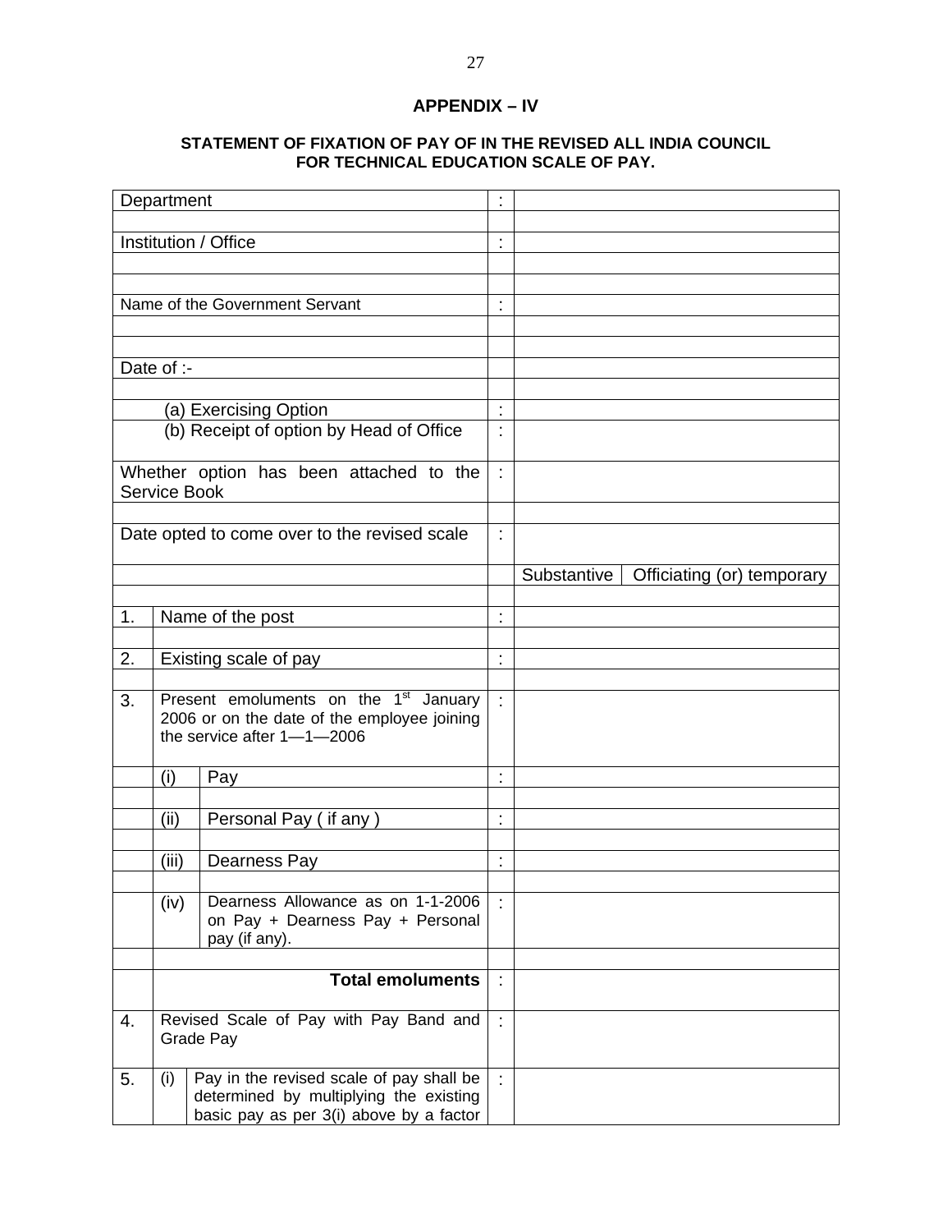## APPENDIX – IV

### STATEMENT OF FIXATION OF PAY OF IN THE REVISED ALL INDIA COUNCIL FOR TECHNICAL EDUCATION SCALE OF PAY.

| | | | | | |
|---|---|---|---|---|---|
| Department | | | : | | |
| | | | | | |
| Institution / Office | | | : | | |
| | | | | | |
| | | | | | |
| Name of the Government Servant | | | : | | |
| | | | | | |
| | | | | | |
| Date of :- | | | | | |
| | | | | | |
| (a) Exercising Option | | | : | | |
| (b) Receipt of option by Head of Office | | | : | | |
| Whether option has been attached to the Service Book | | | : | | |
| | | | | | |
| Date opted to come over to the revised scale | | | : | | |
| | | | | Substantive | Officiating (or) temporary |
| | | | | | |
| 1. | Name of the post | | : | | |
| | | | | | |
| 2. | Existing scale of pay | | : | | |
| | | | | | |
| 3. | Present emoluments on the 1st January 2006 or on the date of the employee joining the service after 1—1—2006 | | : | | |
| | (i) | Pay | : | | |
| | | | | | |
| | (ii) | Personal Pay ( if any ) | : | | |
| | | | | | |
| | (iii) | Dearness Pay | : | | |
| | | | | | |
| | (iv) | Dearness Allowance as on 1-1-2006 on Pay + Dearness Pay + Personal pay (if any). | : | | |
| | | | | | |
| | **Total emoluments** | | : | | |
| 4. | Revised Scale of Pay with Pay Band and Grade Pay | | : | | |
| 5. | (i) | Pay in the revised scale of pay shall be determined by multiplying the existing basic pay as per 3(i) above by a factor | : | | |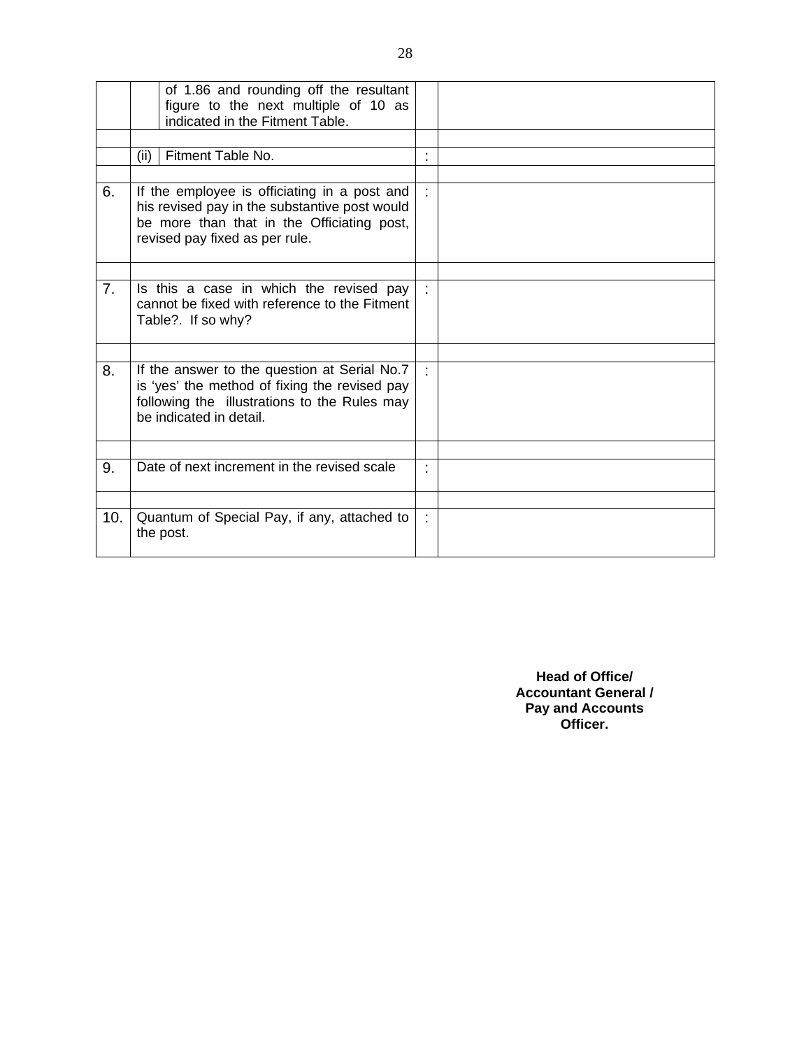|  |  |  |  |  |
|---|---|---|---|---|
|  |  | of 1.86 and rounding off the resultant figure to the next multiple of 10 as indicated in the Fitment Table. |  |  |
|  |  |  |  |  |
|  | (ii) | Fitment Table No. | : |  |
|  |  |  |  |  |
| 6. | If the employee is officiating in a post and his revised pay in the substantive post would be more than that in the Officiating post, revised pay fixed as per rule. |  | : |  |
|  |  |  |  |  |
| 7. | Is this a case in which the revised pay cannot be fixed with reference to the Fitment Table?. If so why? |  | : |  |
|  |  |  |  |  |
| 8. | If the answer to the question at Serial No.7 is 'yes' the method of fixing the revised pay following the illustrations to the Rules may be indicated in detail. |  | : |  |
|  |  |  |  |  |
| 9. | Date of next increment in the revised scale |  | : |  |
|  |  |  |  |  |
| 10. | Quantum of Special Pay, if any, attached to the post. |  | : |  |

**Head of Office/**
**Accountant General /**
**Pay and Accounts**
**Officer.**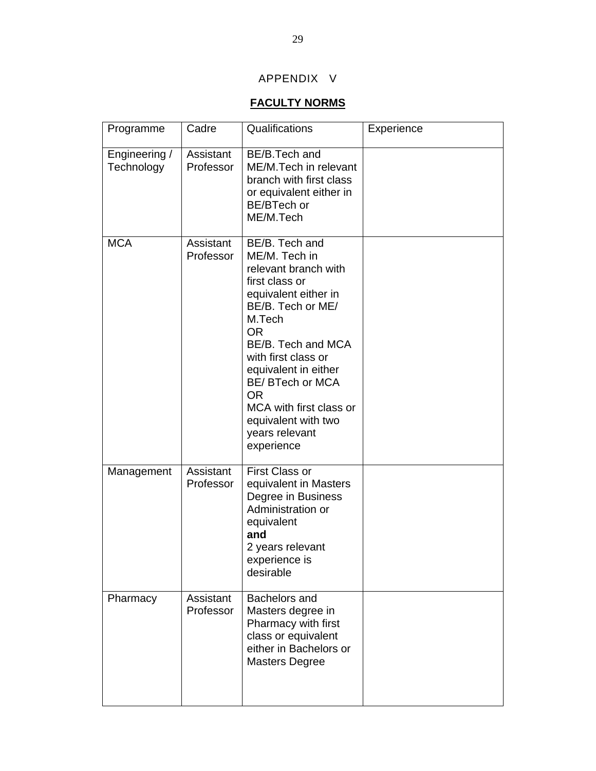# APPENDIX V

## **FACULTY NORMS**

| Programme | Cadre | Qualifications | Experience |
|---|---|---|---|
| Engineering / Technology | Assistant Professor | BE/B.Tech and ME/M.Tech in relevant branch with first class or equivalent either in BE/BTech or ME/M.Tech | |
| MCA | Assistant Professor | BE/B. Tech and ME/M. Tech in relevant branch with first class or equivalent either in BE/B. Tech or ME/ M.Tech<br>OR<br>BE/B. Tech and MCA with first class or equivalent in either BE/ BTech or MCA<br>OR<br>MCA with first class or equivalent with two years relevant experience | |
| Management | Assistant Professor | First Class or equivalent in Masters Degree in Business Administration or equivalent<br>**and**<br>2 years relevant experience is desirable | |
| Pharmacy | Assistant Professor | Bachelors and Masters degree in Pharmacy with first class or equivalent either in Bachelors or Masters Degree | |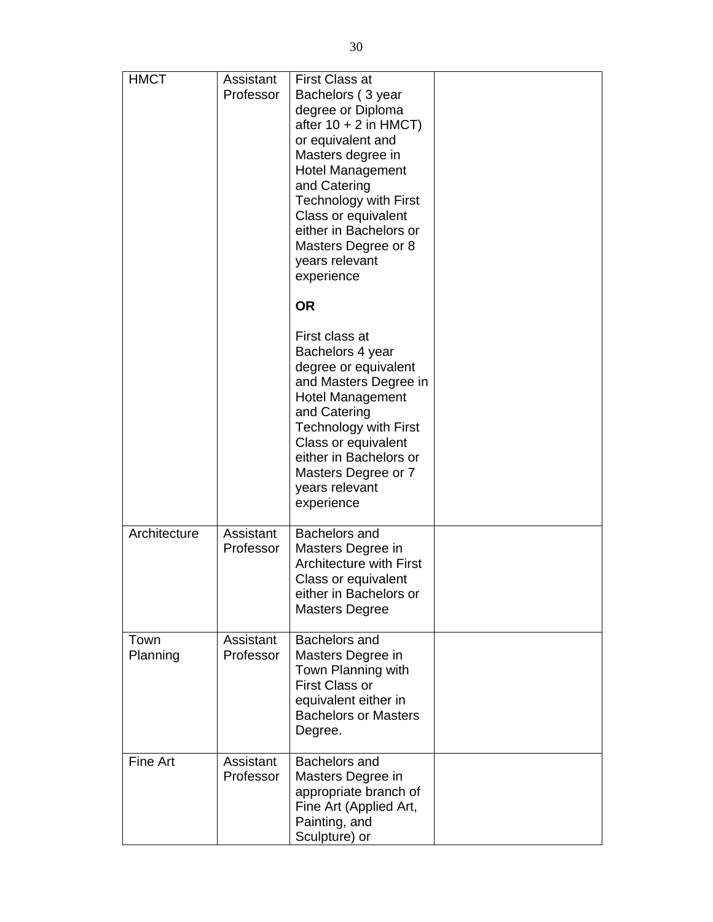| HMCT | Assistant Professor | First Class at Bachelors ( 3 year degree or Diploma after 10 + 2 in HMCT) or equivalent and Masters degree in Hotel Management and Catering Technology with First Class or equivalent either in Bachelors or Masters Degree or 8 years relevant experience<br><br>**OR**<br><br>First class at Bachelors 4 year degree or equivalent and Masters Degree in Hotel Management and Catering Technology with First Class or equivalent either in Bachelors or Masters Degree or 7 years relevant experience | |
|---|---|---|---|
| Architecture | Assistant Professor | Bachelors and Masters Degree in Architecture with First Class or equivalent either in Bachelors or Masters Degree | |
| Town Planning | Assistant Professor | Bachelors and Masters Degree in Town Planning with First Class or equivalent either in Bachelors or Masters Degree. | |
| Fine Art | Assistant Professor | Bachelors and Masters Degree in appropriate branch of Fine Art (Applied Art, Painting, and Sculpture) or | |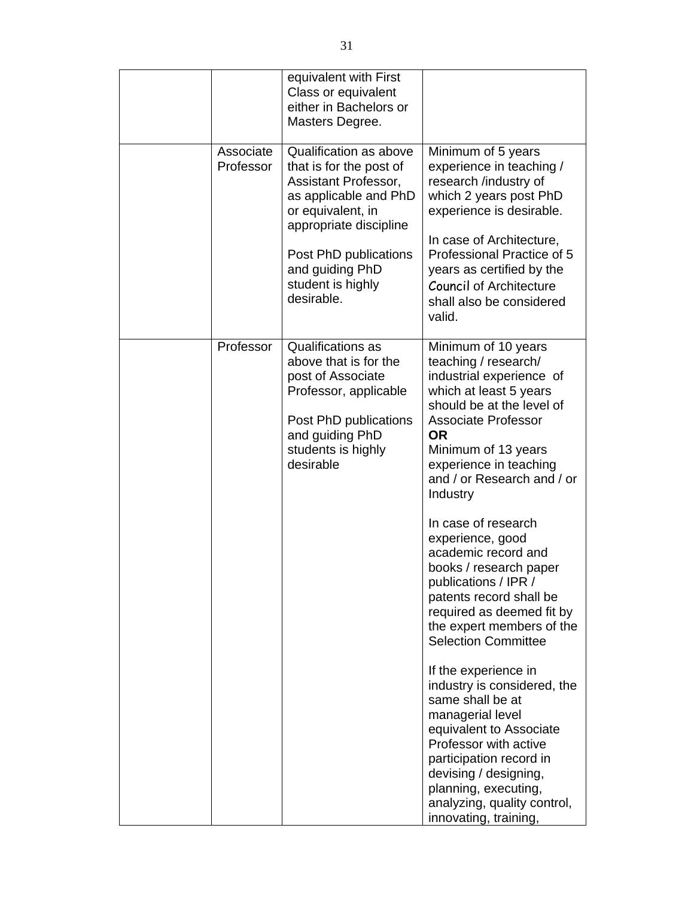| | | | |
|---|---|---|---|
| | | equivalent with First Class or equivalent either in Bachelors or Masters Degree. | |
| | Associate Professor | Qualification as above that is for the post of Assistant Professor, as applicable and PhD or equivalent, in appropriate discipline<br><br>Post PhD publications and guiding PhD student is highly desirable. | Minimum of 5 years experience in teaching / research /industry of which 2 years post PhD experience is desirable.<br><br>In case of Architecture, Professional Practice of 5 years as certified by the Council of Architecture shall also be considered valid. |
| | Professor | Qualifications as above that is for the post of Associate Professor, applicable<br><br>Post PhD publications and guiding PhD students is highly desirable | Minimum of 10 years teaching / research/ industrial experience of which at least 5 years should be at the level of Associate Professor<br>**OR**<br>Minimum of 13 years experience in teaching and / or Research and / or Industry<br><br>In case of research experience, good academic record and books / research paper publications / IPR / patents record shall be required as deemed fit by the expert members of the Selection Committee<br><br>If the experience in industry is considered, the same shall be at managerial level equivalent to Associate Professor with active participation record in devising / designing, planning, executing, analyzing, quality control, innovating, training, |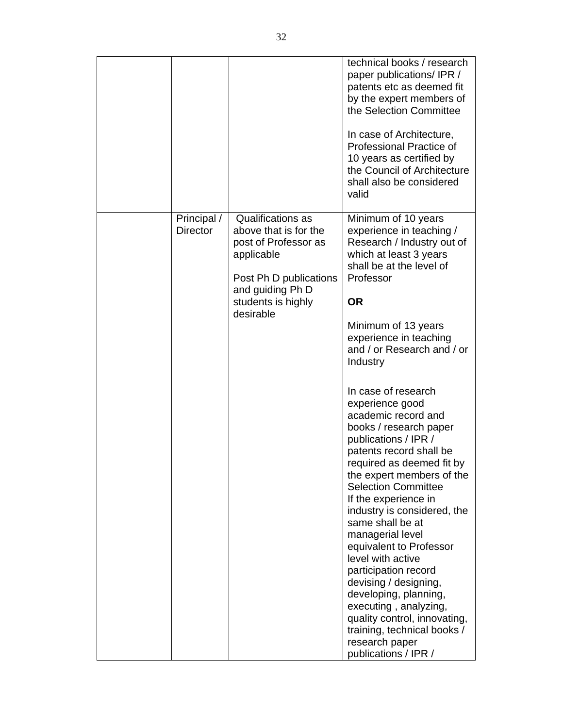| | | | |
|---|---|---|---|
| | | | technical books / research paper publications/ IPR / patents etc as deemed fit by the expert members of the Selection Committee<br><br>In case of Architecture, Professional Practice of 10 years as certified by the Council of Architecture shall also be considered valid |
| | Principal / Director | Qualifications as above that is for the post of Professor as applicable<br><br>Post Ph D publications and guiding Ph D students is highly desirable | Minimum of 10 years experience in teaching / Research / Industry out of which at least 3 years shall be at the level of Professor<br><br>**OR**<br><br>Minimum of 13 years experience in teaching and / or Research and / or Industry<br><br>In case of research experience good academic record and books / research paper publications / IPR / patents record shall be required as deemed fit by the expert members of the Selection Committee<br>If the experience in industry is considered, the same shall be at managerial level equivalent to Professor level with active participation record devising / designing, developing, planning, executing , analyzing, quality control, innovating, training, technical books / research paper publications / IPR / |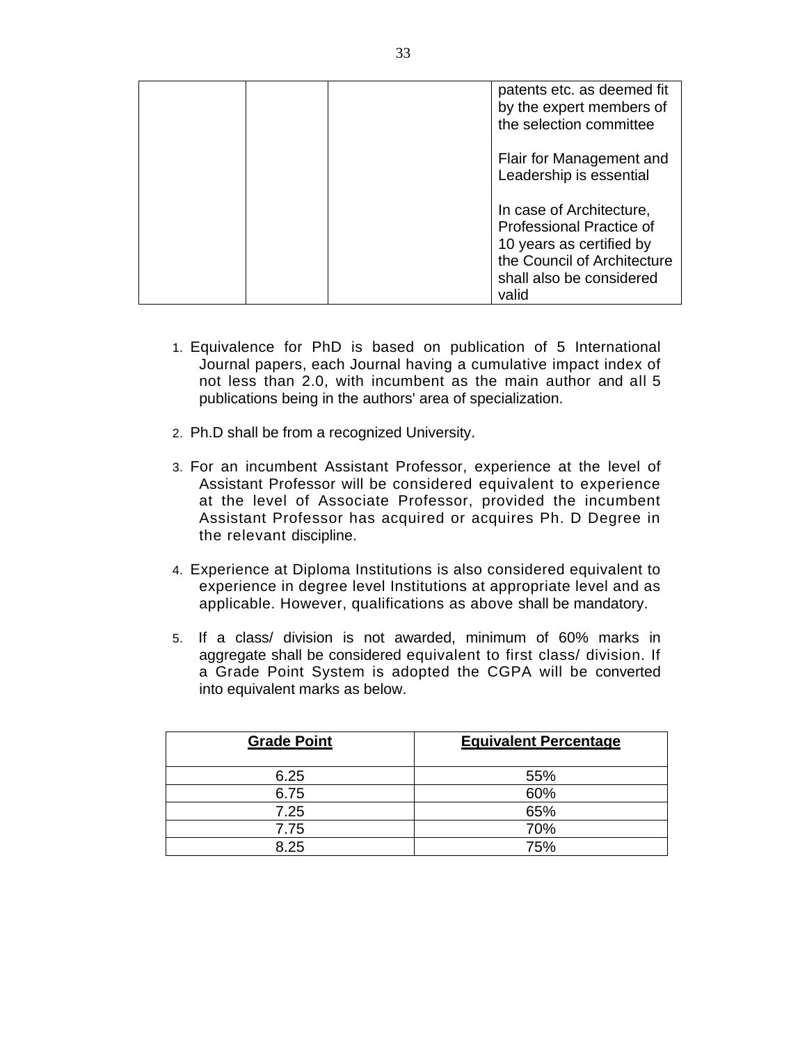| | | | patents etc. as deemed fit by the expert members of the selection committee<br><br>Flair for Management and Leadership is essential<br><br>In case of Architecture, Professional Practice of 10 years as certified by the Council of Architecture shall also be considered valid |
|---|---|---|---|

1. Equivalence for PhD is based on publication of 5 International Journal papers, each Journal having a cumulative impact index of not less than 2.0, with incumbent as the main author and all 5 publications being in the authors' area of specialization.

2. Ph.D shall be from a recognized University.

3. For an incumbent Assistant Professor, experience at the level of Assistant Professor will be considered equivalent to experience at the level of Associate Professor, provided the incumbent Assistant Professor has acquired or acquires Ph. D Degree in the relevant discipline.

4. Experience at Diploma Institutions is also considered equivalent to experience in degree level Institutions at appropriate level and as applicable. However, qualifications as above shall be mandatory.

5. If a class/ division is not awarded, minimum of 60% marks in aggregate shall be considered equivalent to first class/ division. If a Grade Point System is adopted the CGPA will be converted into equivalent marks as below.

| Grade Point | Equivalent Percentage |
|---|---|
| 6.25 | 55% |
| 6.75 | 60% |
| 7.25 | 65% |
| 7.75 | 70% |
| 8.25 | 75% |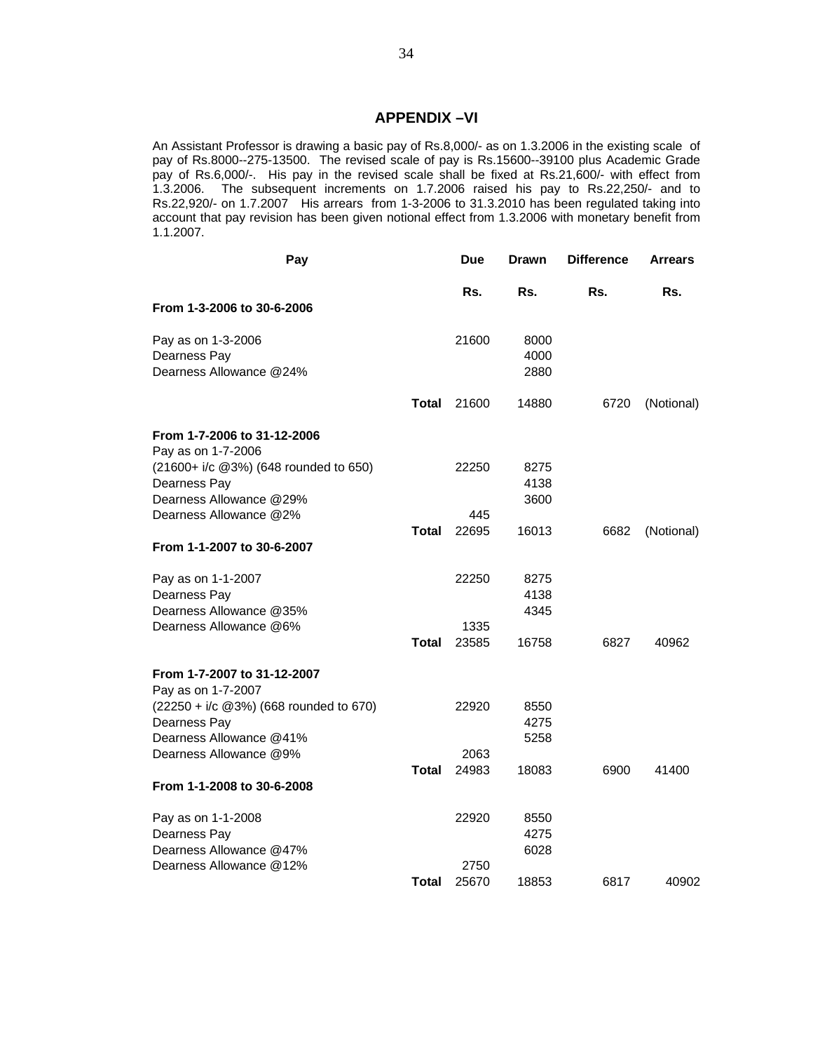## APPENDIX –VI

An Assistant Professor is drawing a basic pay of Rs.8,000/- as on 1.3.2006 in the existing scale of pay of Rs.8000--275-13500. The revised scale of pay is Rs.15600--39100 plus Academic Grade pay of Rs.6,000/-. His pay in the revised scale shall be fixed at Rs.21,600/- with effect from 1.3.2006. The subsequent increments on 1.7.2006 raised his pay to Rs.22,250/- and to Rs.22,920/- on 1.7.2007 His arrears from 1-3-2006 to 31.3.2010 has been regulated taking into account that pay revision has been given notional effect from 1.3.2006 with monetary benefit from 1.1.2007.

| Pay | | Due | Drawn | Difference | Arrears |
|---|---|---|---|---|---|
| | | Rs. | Rs. | Rs. | Rs. |
| **From 1-3-2006 to 30-6-2006** | | | | | |
| Pay as on 1-3-2006 | | 21600 | 8000 | | |
| Dearness Pay | | | 4000 | | |
| Dearness Allowance @24% | | | 2880 | | |
| | **Total** | 21600 | 14880 | 6720 | (Notional) |
| **From 1-7-2006 to 31-12-2006** | | | | | |
| Pay as on 1-7-2006 | | | | | |
| (21600+ i/c @3%) (648 rounded to 650) | | 22250 | 8275 | | |
| Dearness Pay | | | 4138 | | |
| Dearness Allowance @29% | | | 3600 | | |
| Dearness Allowance @2% | | 445 | | | |
| | **Total** | 22695 | 16013 | 6682 | (Notional) |
| **From 1-1-2007 to 30-6-2007** | | | | | |
| Pay as on 1-1-2007 | | 22250 | 8275 | | |
| Dearness Pay | | | 4138 | | |
| Dearness Allowance @35% | | | 4345 | | |
| Dearness Allowance @6% | | 1335 | | | |
| | **Total** | 23585 | 16758 | 6827 | 40962 |
| **From 1-7-2007 to 31-12-2007** | | | | | |
| Pay as on 1-7-2007 | | | | | |
| (22250 + i/c @3%) (668 rounded to 670) | | 22920 | 8550 | | |
| Dearness Pay | | | 4275 | | |
| Dearness Allowance @41% | | | 5258 | | |
| Dearness Allowance @9% | | 2063 | | | |
| | **Total** | 24983 | 18083 | 6900 | 41400 |
| **From 1-1-2008 to 30-6-2008** | | | | | |
| Pay as on 1-1-2008 | | 22920 | 8550 | | |
| Dearness Pay | | | 4275 | | |
| Dearness Allowance @47% | | | 6028 | | |
| Dearness Allowance @12% | | 2750 | | | |
| | **Total** | 25670 | 18853 | 6817 | 40902 |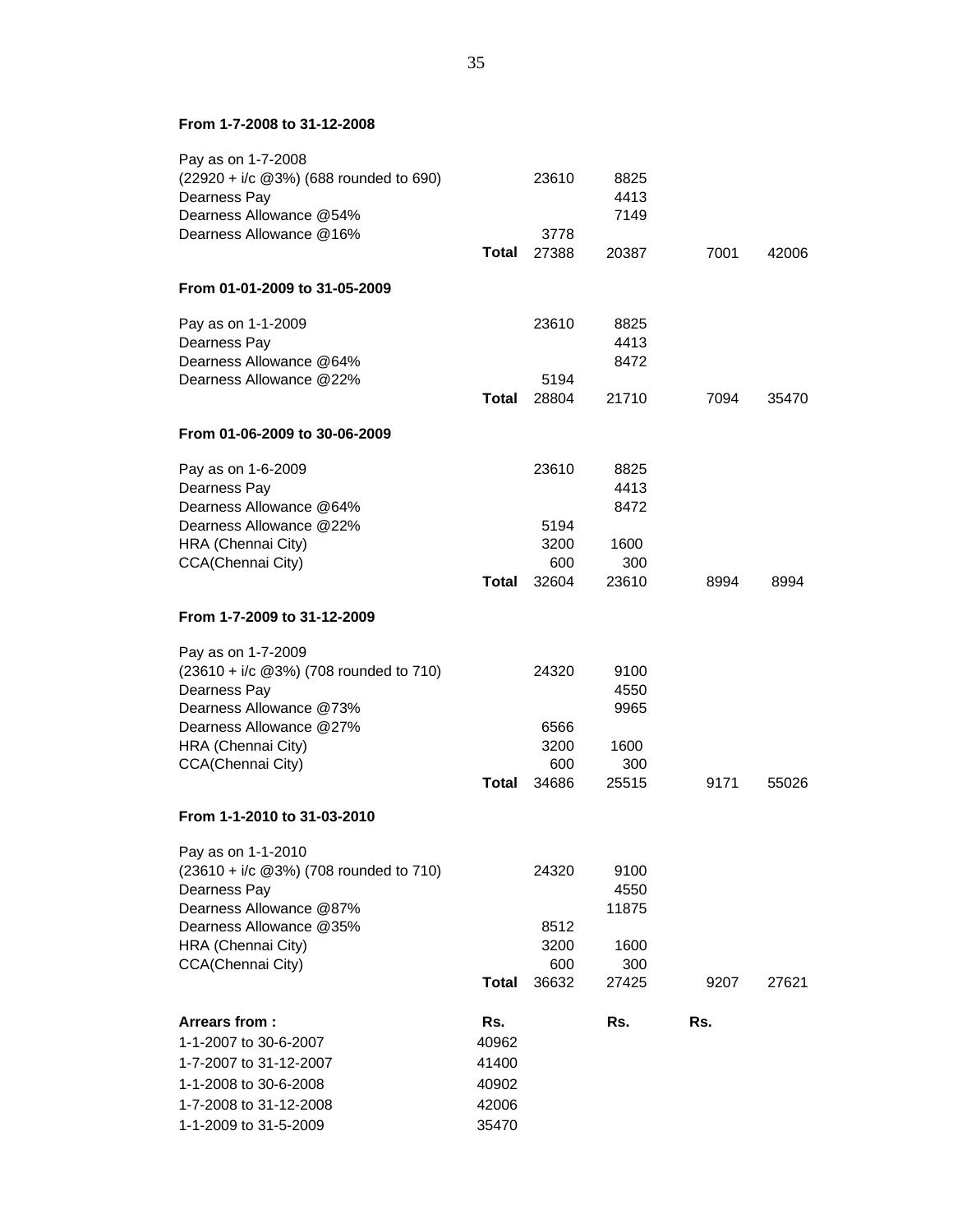**From 1-7-2008 to 31-12-2008**

| | | | | | |
|---|---|---|---|---|---|
| Pay as on 1-7-2008 (22920 + i/c @3%) (688 rounded to 690) | | 23610 | 8825 | | |
| Dearness Pay | | | 4413 | | |
| Dearness Allowance @54% | | | 7149 | | |
| Dearness Allowance @16% | | 3778 | | | |
| | **Total** | 27388 | 20387 | 7001 | 42006 |

**From 01-01-2009 to 31-05-2009**

| | | | | | |
|---|---|---|---|---|---|
| Pay as on 1-1-2009 | | 23610 | 8825 | | |
| Dearness Pay | | | 4413 | | |
| Dearness Allowance @64% | | | 8472 | | |
| Dearness Allowance @22% | | 5194 | | | |
| | **Total** | 28804 | 21710 | 7094 | 35470 |

**From 01-06-2009 to 30-06-2009**

| | | | | | |
|---|---|---|---|---|---|
| Pay as on 1-6-2009 | | 23610 | 8825 | | |
| Dearness Pay | | | 4413 | | |
| Dearness Allowance @64% | | | 8472 | | |
| Dearness Allowance @22% | | 5194 | | | |
| HRA (Chennai City) | | 3200 | 1600 | | |
| CCA(Chennai City) | | 600 | 300 | | |
| | **Total** | 32604 | 23610 | 8994 | 8994 |

**From 1-7-2009 to 31-12-2009**

| | | | | | |
|---|---|---|---|---|---|
| Pay as on 1-7-2009 (23610 + i/c @3%) (708 rounded to 710) | | 24320 | 9100 | | |
| Dearness Pay | | | 4550 | | |
| Dearness Allowance @73% | | | 9965 | | |
| Dearness Allowance @27% | | 6566 | | | |
| HRA (Chennai City) | | 3200 | 1600 | | |
| CCA(Chennai City) | | 600 | 300 | | |
| | **Total** | 34686 | 25515 | 9171 | 55026 |

**From 1-1-2010 to 31-03-2010**

| | | | | | |
|---|---|---|---|---|---|
| Pay as on 1-1-2010 (23610 + i/c @3%) (708 rounded to 710) | | 24320 | 9100 | | |
| Dearness Pay | | | 4550 | | |
| Dearness Allowance @87% | | | 11875 | | |
| Dearness Allowance @35% | | 8512 | | | |
| HRA (Chennai City) | | 3200 | 1600 | | |
| CCA(Chennai City) | | 600 | 300 | | |
| | **Total** | 36632 | 27425 | 9207 | 27621 |

| **Arrears from :** | **Rs.** | **Rs.** | **Rs.** |
|---|---|---|---|
| 1-1-2007 to 30-6-2007 | 40962 | | |
| 1-7-2007 to 31-12-2007 | 41400 | | |
| 1-1-2008 to 30-6-2008 | 40902 | | |
| 1-7-2008 to 31-12-2008 | 42006 | | |
| 1-1-2009 to 31-5-2009 | 35470 | | |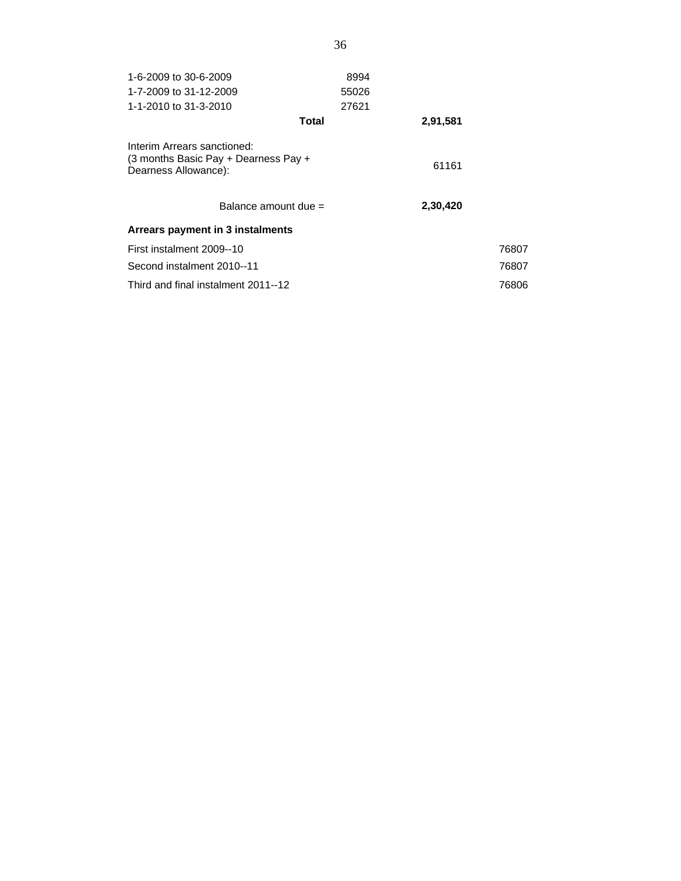| | | | |
|---|---|---|---|
| 1-6-2009 to 30-6-2009 | 8994 | | |
| 1-7-2009 to 31-12-2009 | 55026 | | |
| 1-1-2010 to 31-3-2010 | 27621 | | |
| **Total** | | **2,91,581** | |
| Interim Arrears sanctioned: (3 months Basic Pay + Dearness Pay + Dearness Allowance): | | 61161 | |
| Balance amount due = | | **2,30,420** | |

**Arrears payment in 3 instalments**

| | |
|---|---|
| First instalment 2009--10 | 76807 |
| Second instalment 2010--11 | 76807 |
| Third and final instalment 2011--12 | 76806 |